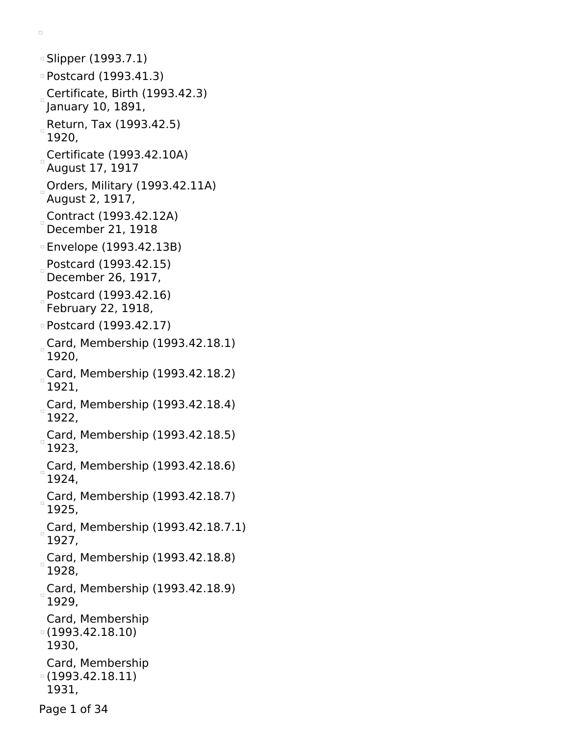- Slipper (1993.7.1)
- Postcard (1993.41.3)
- Certificate, Birth (1993.42.3)
  January 10, 1891,
- Return, Tax (1993.42.5)
  1920,
- Certificate (1993.42.10A)
  August 17, 1917
- Orders, Military (1993.42.11A)
  August 2, 1917,
- Contract (1993.42.12A)
  December 21, 1918
- Envelope (1993.42.13B)
- Postcard (1993.42.15)
  December 26, 1917,
- Postcard (1993.42.16)
  February 22, 1918,
- Postcard (1993.42.17)
- Card, Membership (1993.42.18.1)
  1920,
- Card, Membership (1993.42.18.2)
  1921,
- Card, Membership (1993.42.18.4)
  1922,
- Card, Membership (1993.42.18.5)
  1923,
- Card, Membership (1993.42.18.6)
  1924,
- Card, Membership (1993.42.18.7)
  1925,
- Card, Membership (1993.42.18.7.1)
  1927,
- Card, Membership (1993.42.18.8)
  1928,
- Card, Membership (1993.42.18.9)
  1929,
- Card, Membership (1993.42.18.10)
  1930,
- Card, Membership (1993.42.18.11)
  1931,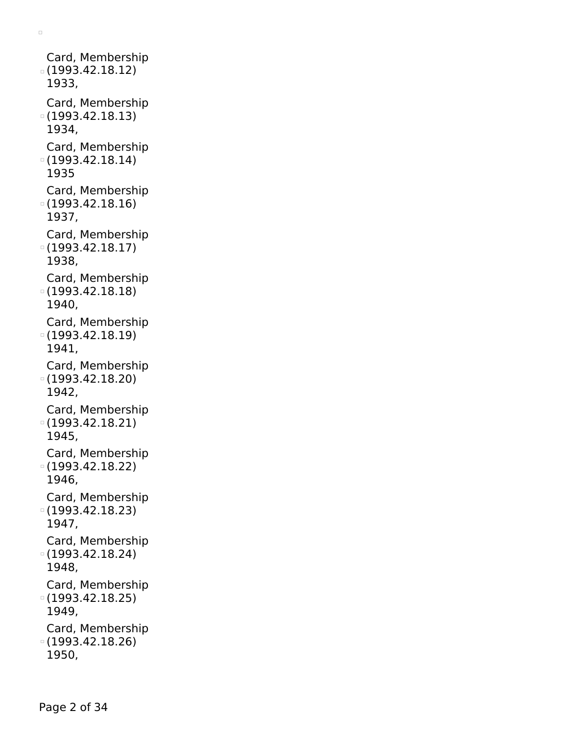- Card, Membership (1993.42.18.12) 1933,
- Card, Membership (1993.42.18.13) 1934,
- Card, Membership (1993.42.18.14) 1935
- Card, Membership (1993.42.18.16) 1937,
- Card, Membership (1993.42.18.17) 1938,
- Card, Membership (1993.42.18.18) 1940,
- Card, Membership (1993.42.18.19) 1941,
- Card, Membership (1993.42.18.20) 1942,
- Card, Membership (1993.42.18.21) 1945,
- Card, Membership (1993.42.18.22) 1946,
- Card, Membership (1993.42.18.23) 1947,
- Card, Membership (1993.42.18.24) 1948,
- Card, Membership (1993.42.18.25) 1949,
- Card, Membership (1993.42.18.26) 1950,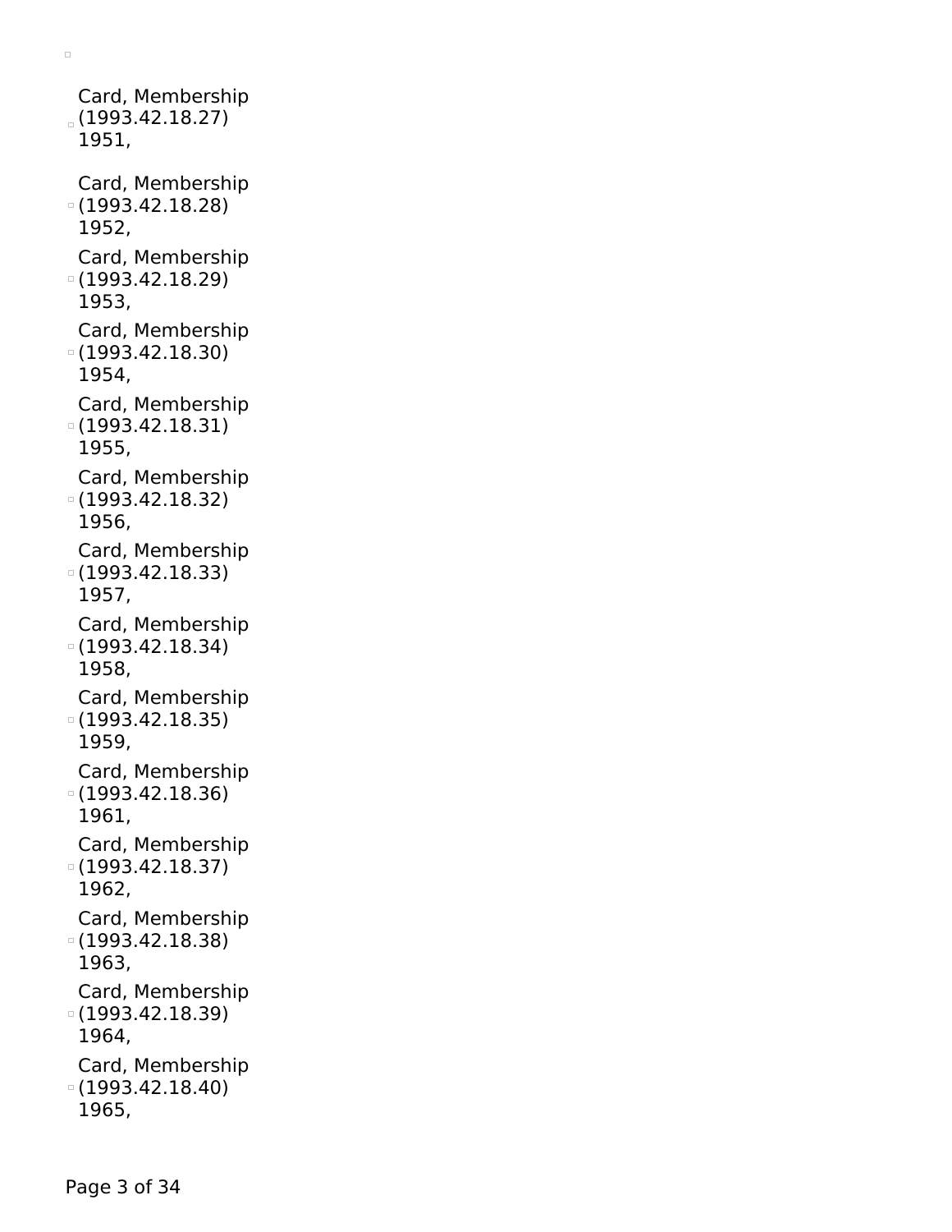- Card, Membership (1993.42.18.27) 1951,
- Card, Membership (1993.42.18.28) 1952,
- Card, Membership (1993.42.18.29) 1953,
- Card, Membership (1993.42.18.30) 1954,
- Card, Membership (1993.42.18.31) 1955,
- Card, Membership (1993.42.18.32) 1956,
- Card, Membership (1993.42.18.33) 1957,
- Card, Membership (1993.42.18.34) 1958,
- Card, Membership (1993.42.18.35) 1959,
- Card, Membership (1993.42.18.36) 1961,
- Card, Membership (1993.42.18.37) 1962,
- Card, Membership (1993.42.18.38) 1963,
- Card, Membership (1993.42.18.39) 1964,
- Card, Membership (1993.42.18.40) 1965,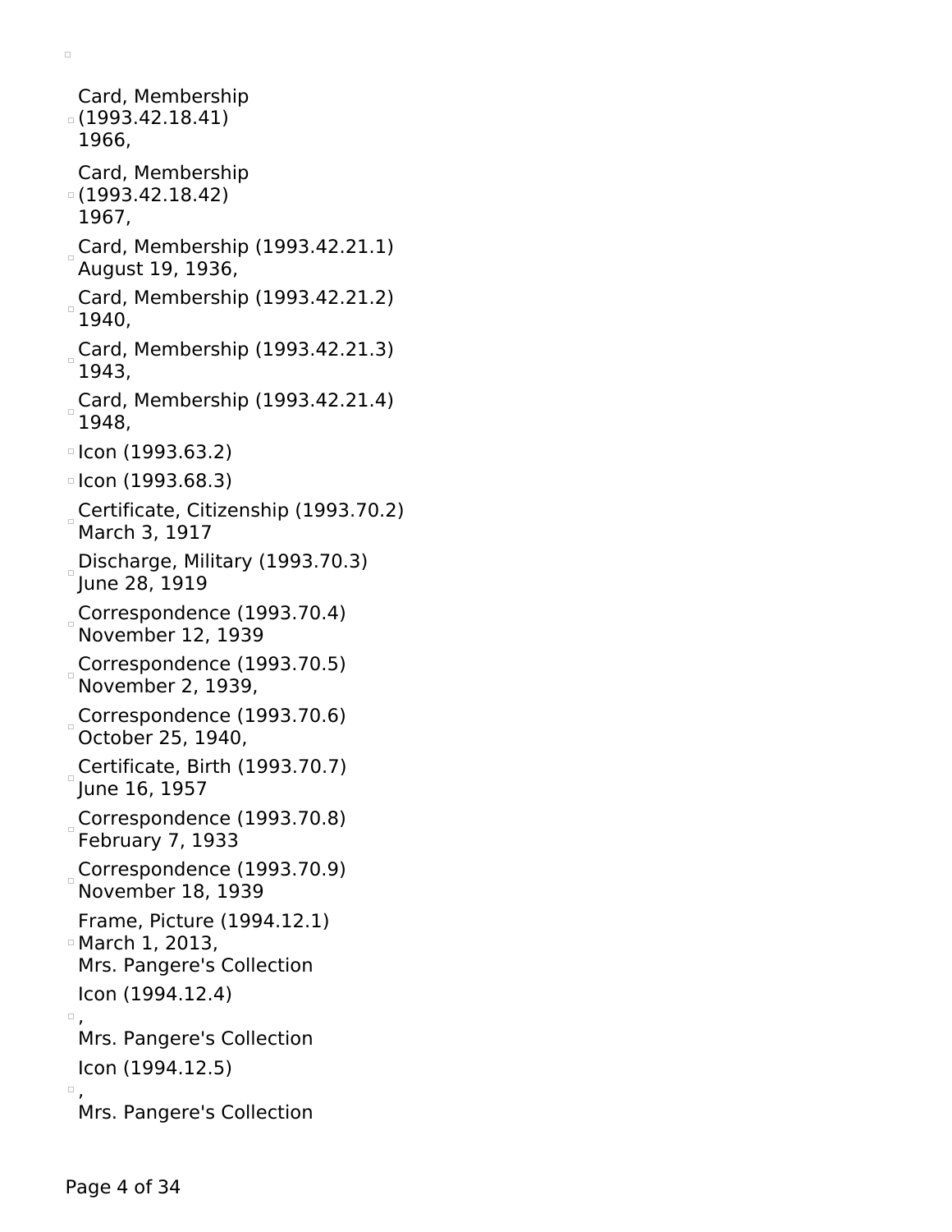- Card, Membership (1993.42.18.41) 1966,
- Card, Membership (1993.42.18.42) 1967,
- Card, Membership (1993.42.21.1) August 19, 1936,
- Card, Membership (1993.42.21.2) 1940,
- Card, Membership (1993.42.21.3) 1943,
- Card, Membership (1993.42.21.4) 1948,
- Icon (1993.63.2)
- Icon (1993.68.3)
- Certificate, Citizenship (1993.70.2) March 3, 1917
- Discharge, Military (1993.70.3) June 28, 1919
- Correspondence (1993.70.4) November 12, 1939
- Correspondence (1993.70.5) November 2, 1939,
- Correspondence (1993.70.6) October 25, 1940,
- Certificate, Birth (1993.70.7) June 16, 1957
- Correspondence (1993.70.8) February 7, 1933
- Correspondence (1993.70.9) November 18, 1939
- Frame, Picture (1994.12.1) March 1, 2013, Mrs. Pangere's Collection
- Icon (1994.12.4) , Mrs. Pangere's Collection
- Icon (1994.12.5) , Mrs. Pangere's Collection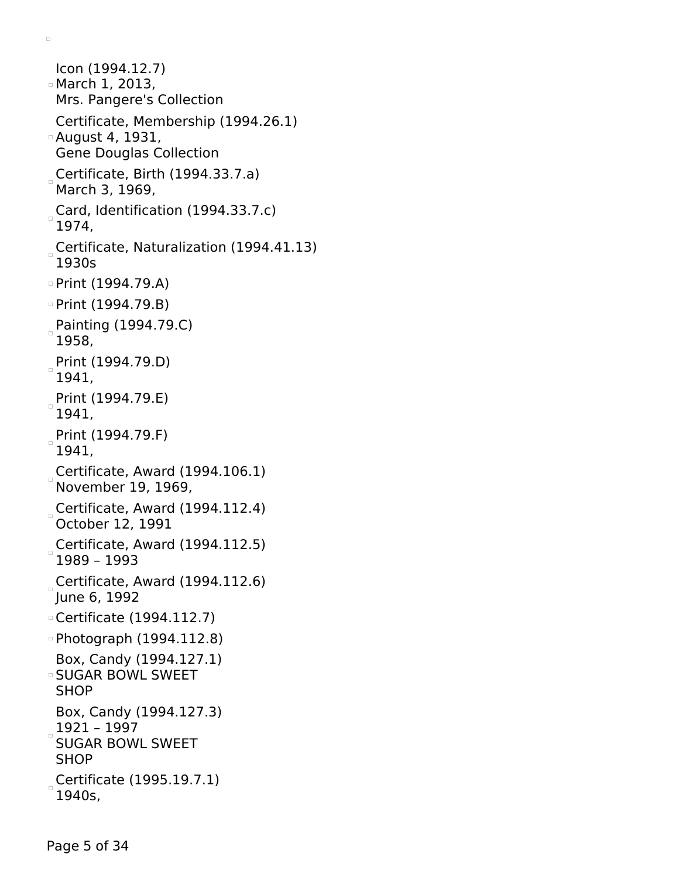- Icon (1994.12.7)
  March 1, 2013,
  Mrs. Pangere's Collection
- Certificate, Membership (1994.26.1)
  August 4, 1931,
  Gene Douglas Collection
- Certificate, Birth (1994.33.7.a)
  March 3, 1969,
- Card, Identification (1994.33.7.c)
  1974,
- Certificate, Naturalization (1994.41.13)
  1930s
- Print (1994.79.A)
- Print (1994.79.B)
- Painting (1994.79.C)
  1958,
- Print (1994.79.D)
  1941,
- Print (1994.79.E)
  1941,
- Print (1994.79.F)
  1941,
- Certificate, Award (1994.106.1)
  November 19, 1969,
- Certificate, Award (1994.112.4)
  October 12, 1991
- Certificate, Award (1994.112.5)
  1989 – 1993
- Certificate, Award (1994.112.6)
  June 6, 1992
- Certificate (1994.112.7)
- Photograph (1994.112.8)
- Box, Candy (1994.127.1)
  SUGAR BOWL SWEET
  SHOP
- Box, Candy (1994.127.3)
  1921 – 1997
  SUGAR BOWL SWEET
  SHOP
- Certificate (1995.19.7.1)
  1940s,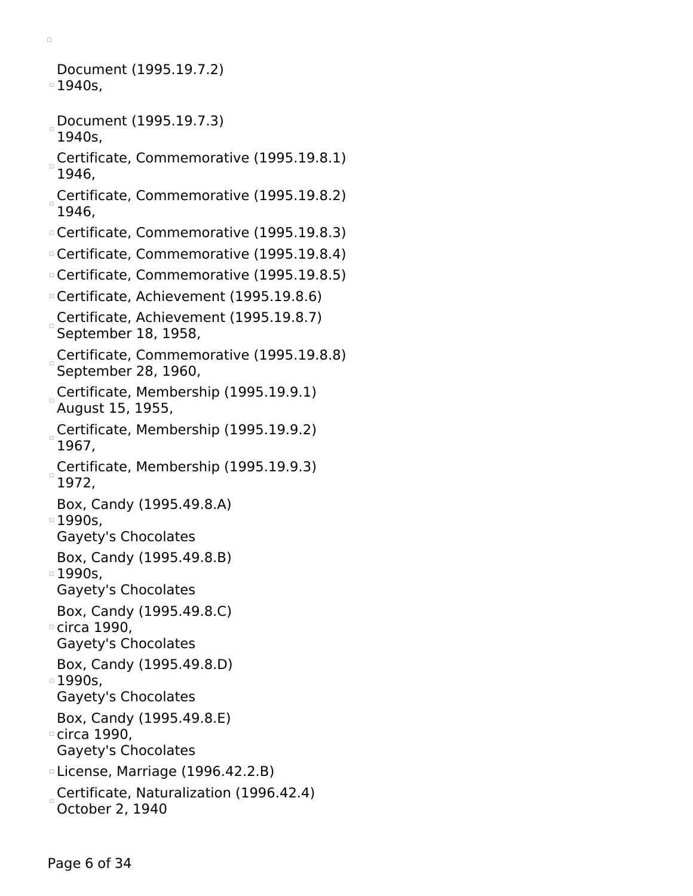- Document (1995.19.7.2)
  1940s,
- Document (1995.19.7.3)
  1940s,
- Certificate, Commemorative (1995.19.8.1)
  1946,
- Certificate, Commemorative (1995.19.8.2)
  1946,
- Certificate, Commemorative (1995.19.8.3)
- Certificate, Commemorative (1995.19.8.4)
- Certificate, Commemorative (1995.19.8.5)
- Certificate, Achievement (1995.19.8.6)
- Certificate, Achievement (1995.19.8.7)
  September 18, 1958,
- Certificate, Commemorative (1995.19.8.8)
  September 28, 1960,
- Certificate, Membership (1995.19.9.1)
  August 15, 1955,
- Certificate, Membership (1995.19.9.2)
  1967,
- Certificate, Membership (1995.19.9.3)
  1972,
- Box, Candy (1995.49.8.A)
  1990s,
  Gayety's Chocolates
- Box, Candy (1995.49.8.B)
  1990s,
  Gayety's Chocolates
- Box, Candy (1995.49.8.C)
  circa 1990,
  Gayety's Chocolates
- Box, Candy (1995.49.8.D)
  1990s,
  Gayety's Chocolates
- Box, Candy (1995.49.8.E)
  circa 1990,
  Gayety's Chocolates
- License, Marriage (1996.42.2.B)
- Certificate, Naturalization (1996.42.4)
  October 2, 1940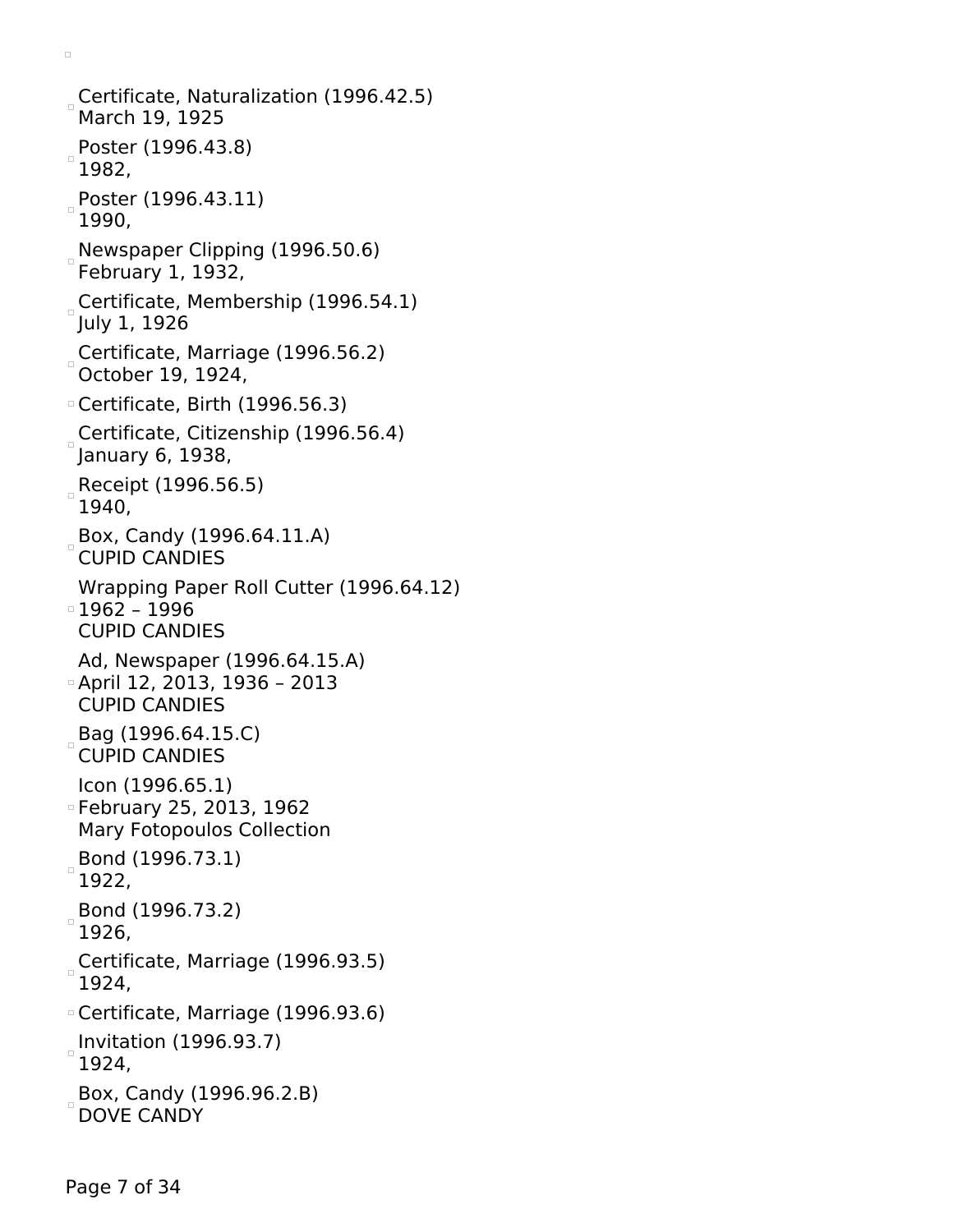- Certificate, Naturalization (1996.42.5)
  March 19, 1925
- Poster (1996.43.8)
  1982,
- Poster (1996.43.11)
  1990,
- Newspaper Clipping (1996.50.6)
  February 1, 1932,
- Certificate, Membership (1996.54.1)
  July 1, 1926
- Certificate, Marriage (1996.56.2)
  October 19, 1924,
- Certificate, Birth (1996.56.3)
- Certificate, Citizenship (1996.56.4)
  January 6, 1938,
- Receipt (1996.56.5)
  1940,
- Box, Candy (1996.64.11.A)
  CUPID CANDIES
- Wrapping Paper Roll Cutter (1996.64.12)
  1962 – 1996
  CUPID CANDIES
- Ad, Newspaper (1996.64.15.A)
  April 12, 2013, 1936 – 2013
  CUPID CANDIES
- Bag (1996.64.15.C)
  CUPID CANDIES
- Icon (1996.65.1)
  February 25, 2013, 1962
  Mary Fotopoulos Collection
- Bond (1996.73.1)
  1922,
- Bond (1996.73.2)
  1926,
- Certificate, Marriage (1996.93.5)
  1924,
- Certificate, Marriage (1996.93.6)
- Invitation (1996.93.7)
  1924,
- Box, Candy (1996.96.2.B)
  DOVE CANDY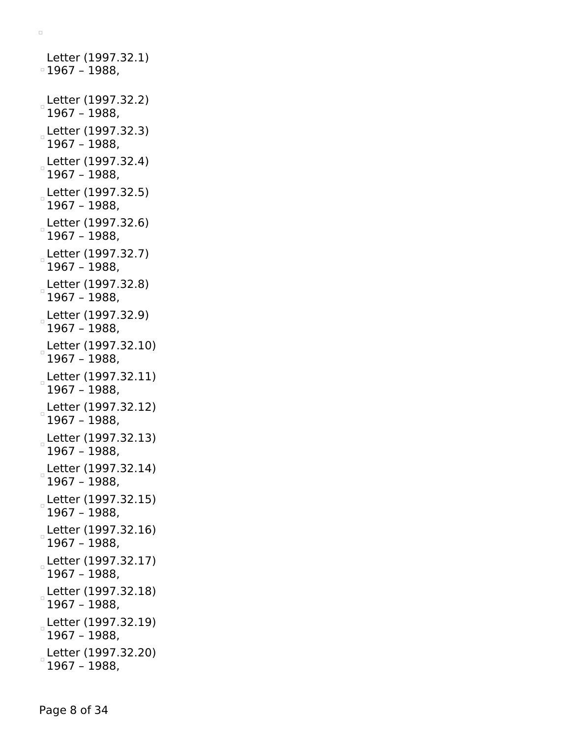Letter (1997.32.1)
1967 – 1988,

Letter (1997.32.2)
1967 – 1988,

Letter (1997.32.3)
1967 – 1988,

Letter (1997.32.4)
1967 – 1988,

Letter (1997.32.5)
1967 – 1988,

Letter (1997.32.6)
1967 – 1988,

Letter (1997.32.7)
1967 – 1988,

Letter (1997.32.8)
1967 – 1988,

Letter (1997.32.9)
1967 – 1988,

Letter (1997.32.10)
1967 – 1988,

Letter (1997.32.11)
1967 – 1988,

Letter (1997.32.12)
1967 – 1988,

Letter (1997.32.13)
1967 – 1988,

Letter (1997.32.14)
1967 – 1988,

Letter (1997.32.15)
1967 – 1988,

Letter (1997.32.16)
1967 – 1988,

Letter (1997.32.17)
1967 – 1988,

Letter (1997.32.18)
1967 – 1988,

Letter (1997.32.19)
1967 – 1988,

Letter (1997.32.20)
1967 – 1988,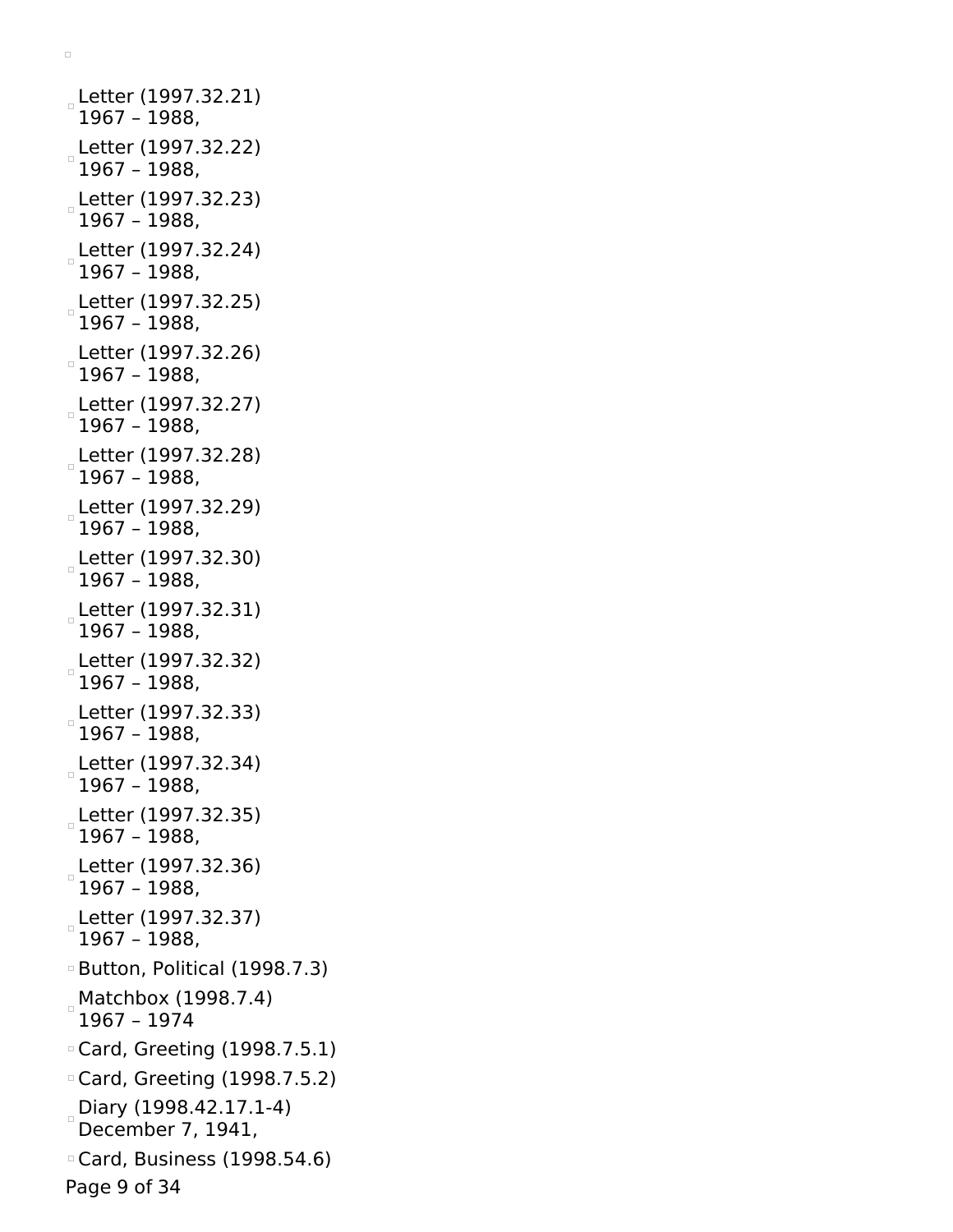- Letter (1997.32.21)
  1967 – 1988,
- Letter (1997.32.22)
  1967 – 1988,
- Letter (1997.32.23)
  1967 – 1988,
- Letter (1997.32.24)
  1967 – 1988,
- Letter (1997.32.25)
  1967 – 1988,
- Letter (1997.32.26)
  1967 – 1988,
- Letter (1997.32.27)
  1967 – 1988,
- Letter (1997.32.28)
  1967 – 1988,
- Letter (1997.32.29)
  1967 – 1988,
- Letter (1997.32.30)
  1967 – 1988,
- Letter (1997.32.31)
  1967 – 1988,
- Letter (1997.32.32)
  1967 – 1988,
- Letter (1997.32.33)
  1967 – 1988,
- Letter (1997.32.34)
  1967 – 1988,
- Letter (1997.32.35)
  1967 – 1988,
- Letter (1997.32.36)
  1967 – 1988,
- Letter (1997.32.37)
  1967 – 1988,
- Button, Political (1998.7.3)
- Matchbox (1998.7.4)
  1967 – 1974
- Card, Greeting (1998.7.5.1)
- Card, Greeting (1998.7.5.2)
- Diary (1998.42.17.1-4)
  December 7, 1941,
- Card, Business (1998.54.6)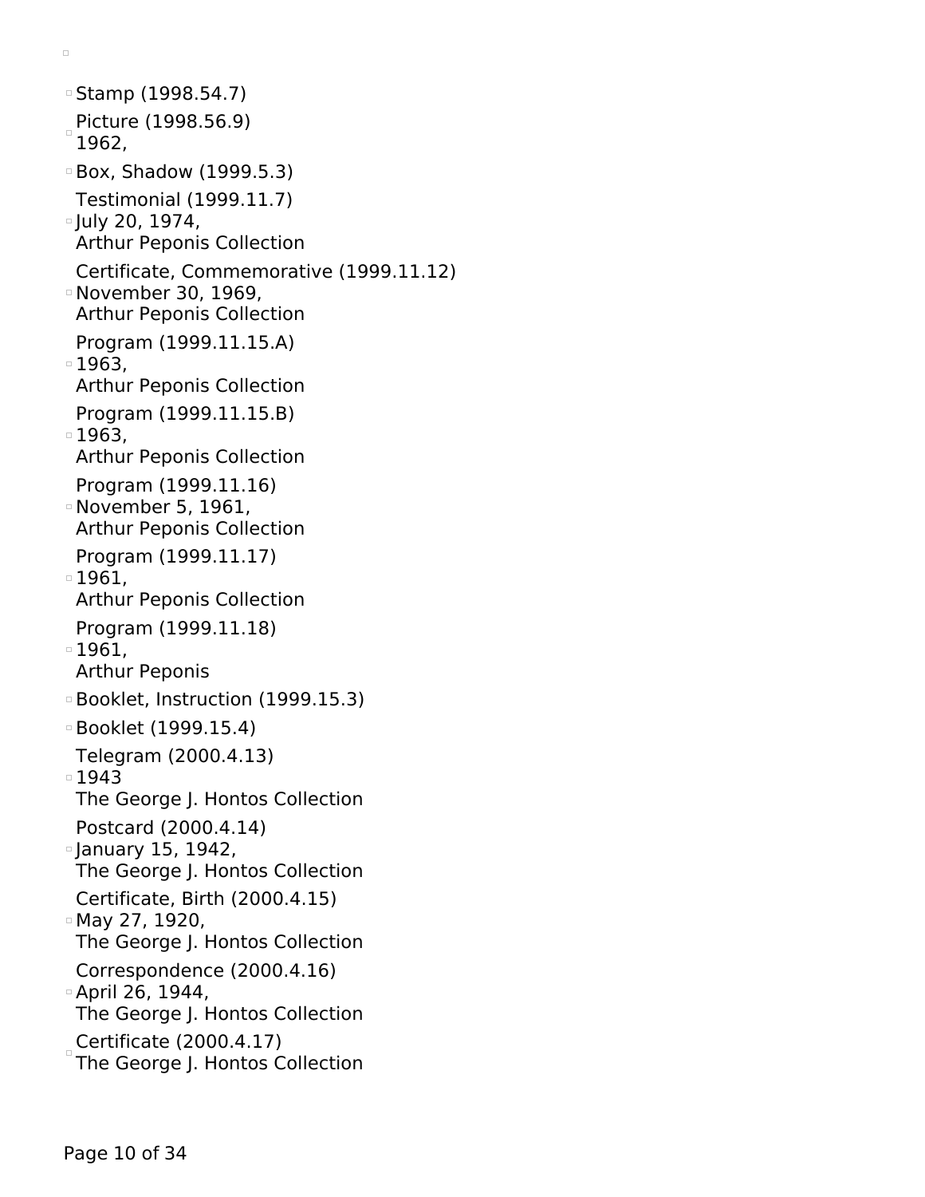- Stamp (1998.54.7)
- Picture (1998.56.9)
  1962,
- Box, Shadow (1999.5.3)
- Testimonial (1999.11.7)
  July 20, 1974,
  Arthur Peponis Collection
- Certificate, Commemorative (1999.11.12)
  November 30, 1969,
  Arthur Peponis Collection
- Program (1999.11.15.A)
  1963,
  Arthur Peponis Collection
- Program (1999.11.15.B)
  1963,
  Arthur Peponis Collection
- Program (1999.11.16)
  November 5, 1961,
  Arthur Peponis Collection
- Program (1999.11.17)
  1961,
  Arthur Peponis Collection
- Program (1999.11.18)
  1961,
  Arthur Peponis
- Booklet, Instruction (1999.15.3)
- Booklet (1999.15.4)
- Telegram (2000.4.13)
  1943
  The George J. Hontos Collection
- Postcard (2000.4.14)
  January 15, 1942,
  The George J. Hontos Collection
- Certificate, Birth (2000.4.15)
  May 27, 1920,
  The George J. Hontos Collection
- Correspondence (2000.4.16)
  April 26, 1944,
  The George J. Hontos Collection
- Certificate (2000.4.17)
  The George J. Hontos Collection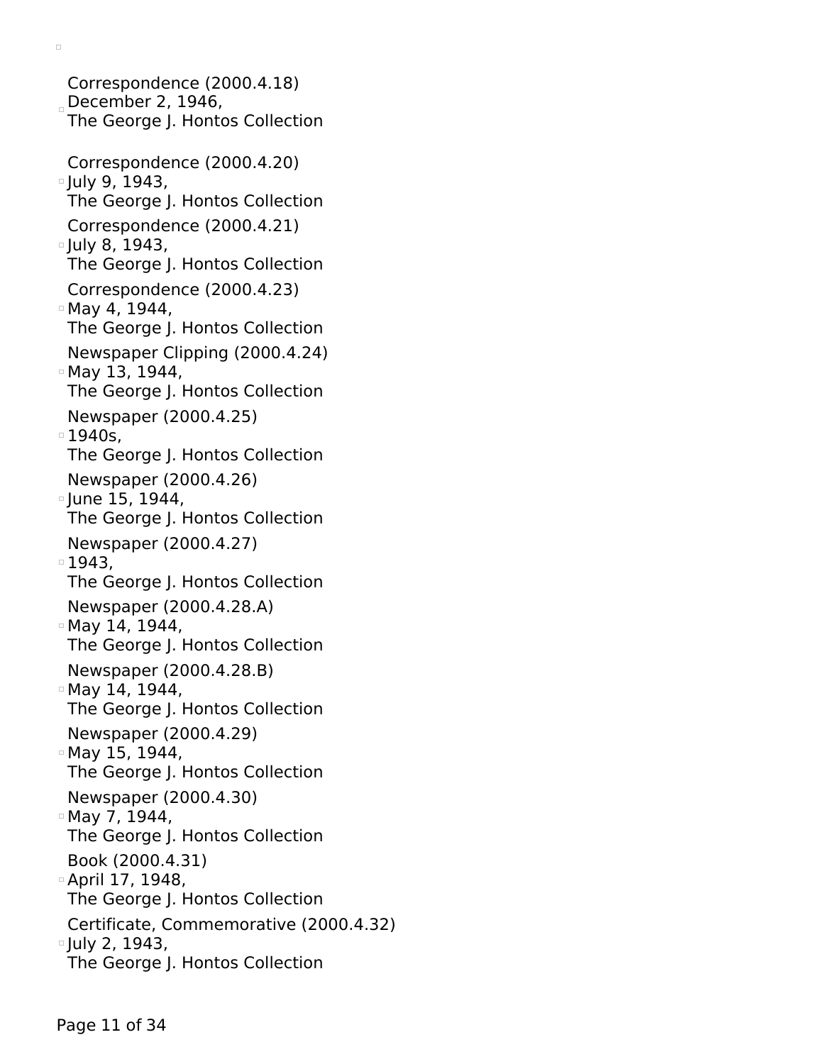- Correspondence (2000.4.18)
  December 2, 1946,
  The George J. Hontos Collection

- Correspondence (2000.4.20)
  July 9, 1943,
  The George J. Hontos Collection
- Correspondence (2000.4.21)
  July 8, 1943,
  The George J. Hontos Collection
- Correspondence (2000.4.23)
  May 4, 1944,
  The George J. Hontos Collection
- Newspaper Clipping (2000.4.24)
  May 13, 1944,
  The George J. Hontos Collection
- Newspaper (2000.4.25)
  1940s,
  The George J. Hontos Collection
- Newspaper (2000.4.26)
  June 15, 1944,
  The George J. Hontos Collection
- Newspaper (2000.4.27)
  1943,
  The George J. Hontos Collection
- Newspaper (2000.4.28.A)
  May 14, 1944,
  The George J. Hontos Collection
- Newspaper (2000.4.28.B)
  May 14, 1944,
  The George J. Hontos Collection
- Newspaper (2000.4.29)
  May 15, 1944,
  The George J. Hontos Collection
- Newspaper (2000.4.30)
  May 7, 1944,
  The George J. Hontos Collection
- Book (2000.4.31)
  April 17, 1948,
  The George J. Hontos Collection
- Certificate, Commemorative (2000.4.32)
  July 2, 1943,
  The George J. Hontos Collection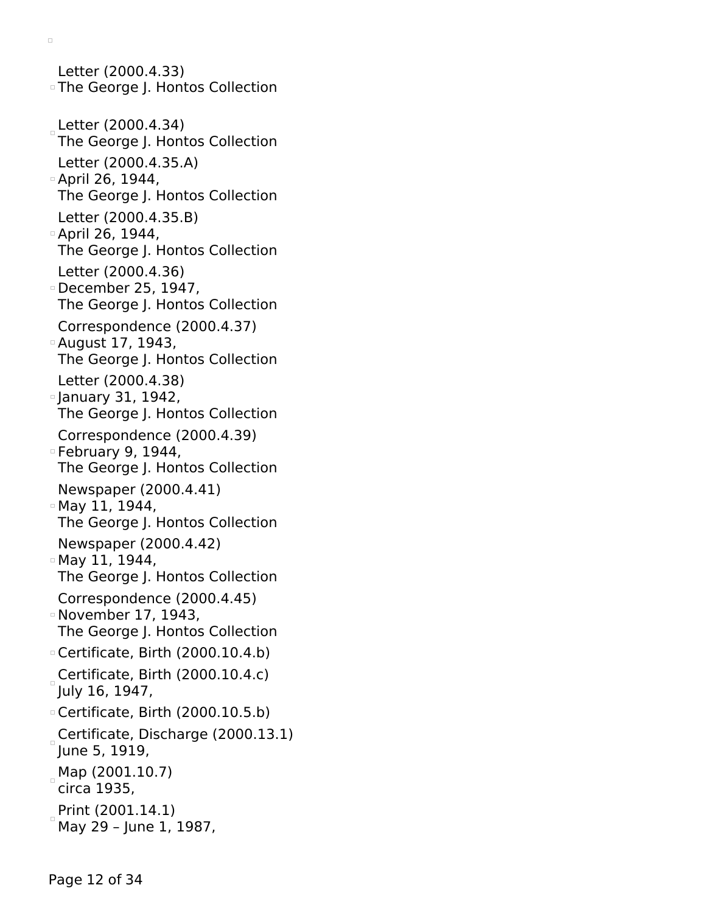- Letter (2000.4.33)
  The George J. Hontos Collection
- Letter (2000.4.34)
  The George J. Hontos Collection
- Letter (2000.4.35.A)
  April 26, 1944,
  The George J. Hontos Collection
- Letter (2000.4.35.B)
  April 26, 1944,
  The George J. Hontos Collection
- Letter (2000.4.36)
  December 25, 1947,
  The George J. Hontos Collection
- Correspondence (2000.4.37)
  August 17, 1943,
  The George J. Hontos Collection
- Letter (2000.4.38)
  January 31, 1942,
  The George J. Hontos Collection
- Correspondence (2000.4.39)
  February 9, 1944,
  The George J. Hontos Collection
- Newspaper (2000.4.41)
  May 11, 1944,
  The George J. Hontos Collection
- Newspaper (2000.4.42)
  May 11, 1944,
  The George J. Hontos Collection
- Correspondence (2000.4.45)
  November 17, 1943,
  The George J. Hontos Collection
- Certificate, Birth (2000.10.4.b)
- Certificate, Birth (2000.10.4.c)
  July 16, 1947,
- Certificate, Birth (2000.10.5.b)
- Certificate, Discharge (2000.13.1)
  June 5, 1919,
- Map (2001.10.7)
  circa 1935,
- Print (2001.14.1)
  May 29 – June 1, 1987,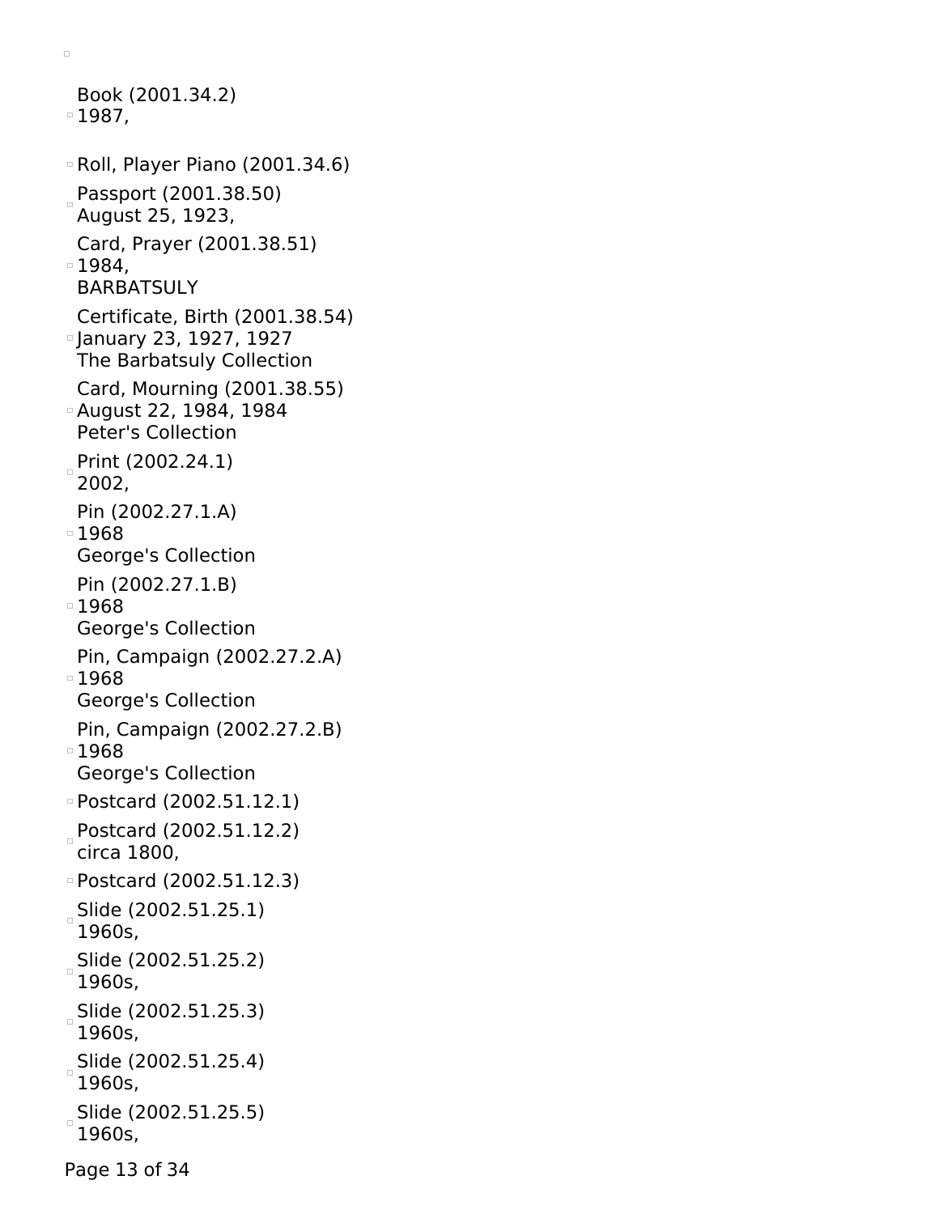- Book (2001.34.2)
  1987,
- Roll, Player Piano (2001.34.6)
- Passport (2001.38.50)
  August 25, 1923,
- Card, Prayer (2001.38.51)
  1984,
  BARBATSULY
- Certificate, Birth (2001.38.54)
  January 23, 1927, 1927
  The Barbatsuly Collection
- Card, Mourning (2001.38.55)
  August 22, 1984, 1984
  Peter's Collection
- Print (2002.24.1)
  2002,
- Pin (2002.27.1.A)
  1968
  George's Collection
- Pin (2002.27.1.B)
  1968
  George's Collection
- Pin, Campaign (2002.27.2.A)
  1968
  George's Collection
- Pin, Campaign (2002.27.2.B)
  1968
  George's Collection
- Postcard (2002.51.12.1)
- Postcard (2002.51.12.2)
  circa 1800,
- Postcard (2002.51.12.3)
- Slide (2002.51.25.1)
  1960s,
- Slide (2002.51.25.2)
  1960s,
- Slide (2002.51.25.3)
  1960s,
- Slide (2002.51.25.4)
  1960s,
- Slide (2002.51.25.5)
  1960s,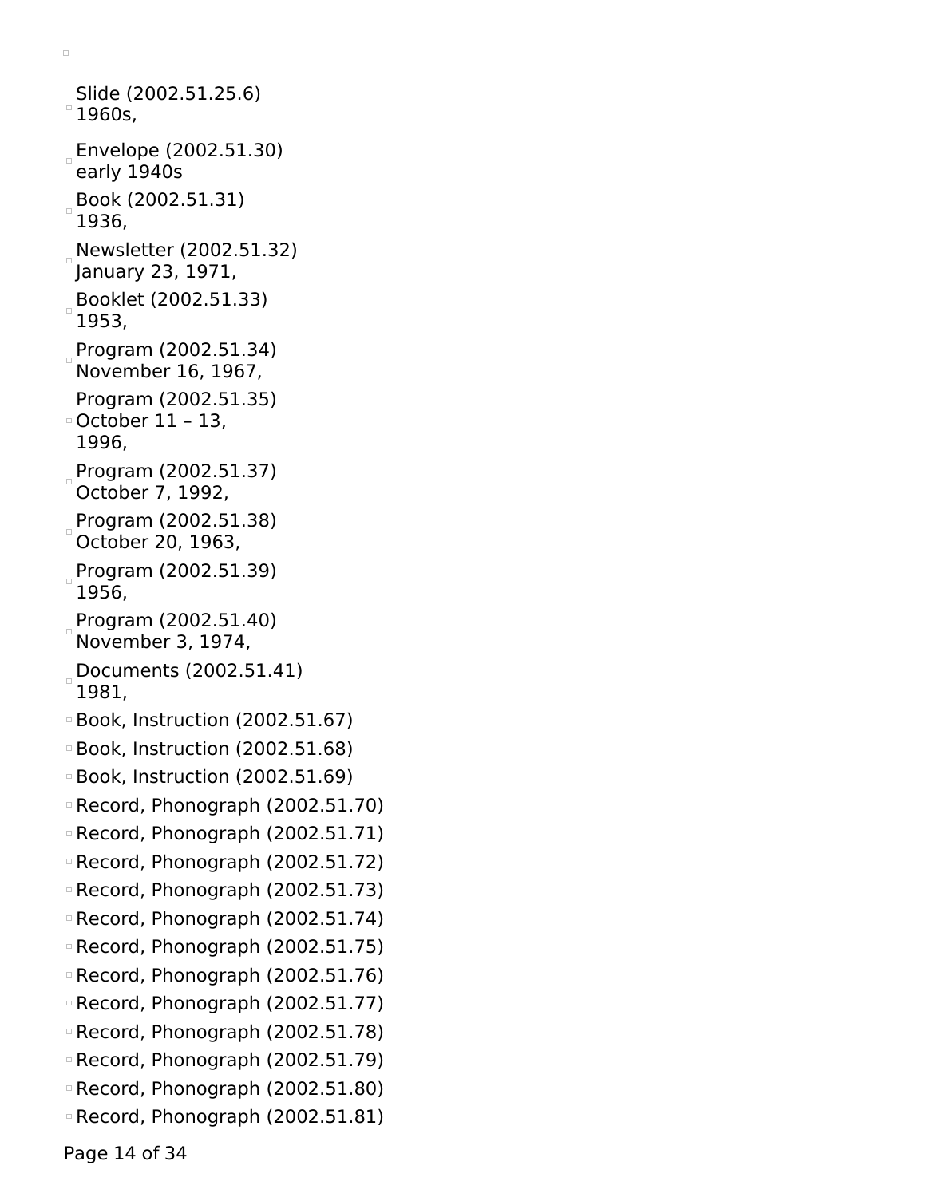- Slide (2002.51.25.6) 1960s,
- Envelope (2002.51.30) early 1940s
- Book (2002.51.31) 1936,
- Newsletter (2002.51.32) January 23, 1971,
- Booklet (2002.51.33) 1953,
- Program (2002.51.34) November 16, 1967,
- Program (2002.51.35) October 11 – 13, 1996,
- Program (2002.51.37) October 7, 1992,
- Program (2002.51.38) October 20, 1963,
- Program (2002.51.39) 1956,
- Program (2002.51.40) November 3, 1974,
- Documents (2002.51.41) 1981,
- Book, Instruction (2002.51.67)
- Book, Instruction (2002.51.68)
- Book, Instruction (2002.51.69)
- Record, Phonograph (2002.51.70)
- Record, Phonograph (2002.51.71)
- Record, Phonograph (2002.51.72)
- Record, Phonograph (2002.51.73)
- Record, Phonograph (2002.51.74)
- Record, Phonograph (2002.51.75)
- Record, Phonograph (2002.51.76)
- Record, Phonograph (2002.51.77)
- Record, Phonograph (2002.51.78)
- Record, Phonograph (2002.51.79)
- Record, Phonograph (2002.51.80)
- Record, Phonograph (2002.51.81)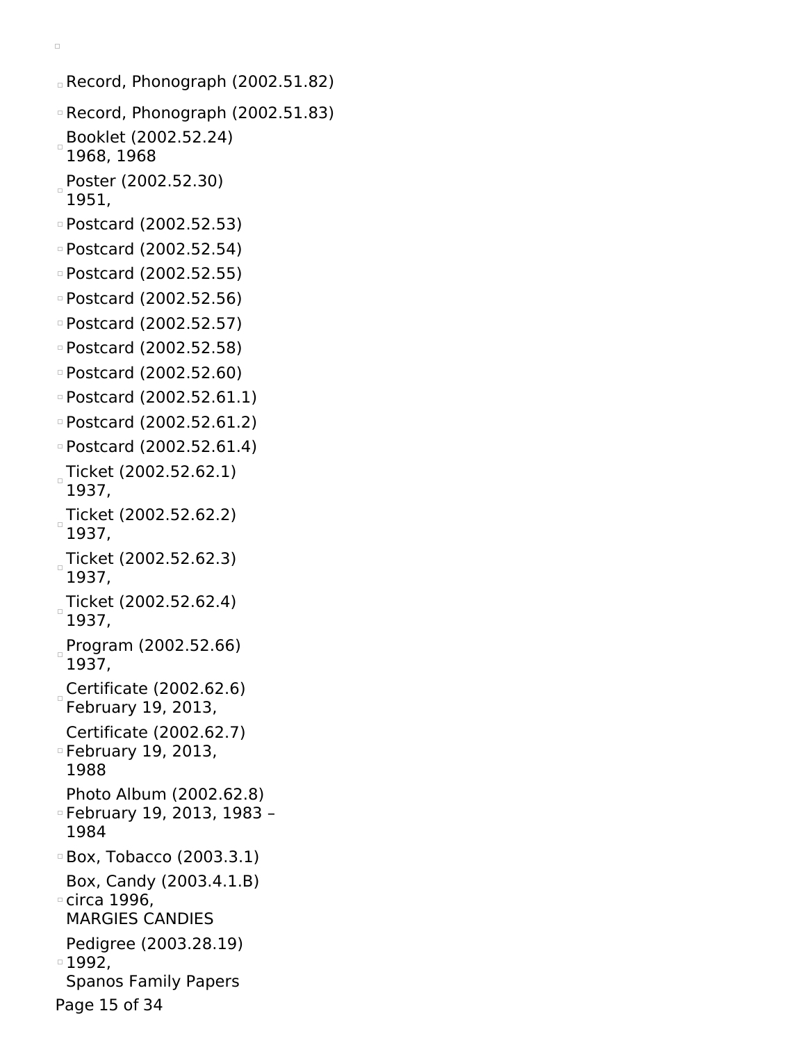- Record, Phonograph (2002.51.82)
- Record, Phonograph (2002.51.83)
- Booklet (2002.52.24)
  1968, 1968
- Poster (2002.52.30)
  1951,
- Postcard (2002.52.53)
- Postcard (2002.52.54)
- Postcard (2002.52.55)
- Postcard (2002.52.56)
- Postcard (2002.52.57)
- Postcard (2002.52.58)
- Postcard (2002.52.60)
- Postcard (2002.52.61.1)
- Postcard (2002.52.61.2)
- Postcard (2002.52.61.4)
- Ticket (2002.52.62.1)
  1937,
- Ticket (2002.52.62.2)
  1937,
- Ticket (2002.52.62.3)
  1937,
- Ticket (2002.52.62.4)
  1937,
- Program (2002.52.66)
  1937,
- Certificate (2002.62.6)
  February 19, 2013,
- Certificate (2002.62.7)
  February 19, 2013,
  1988
- Photo Album (2002.62.8)
  February 19, 2013, 1983 –
  1984
- Box, Tobacco (2003.3.1)
- Box, Candy (2003.4.1.B)
  circa 1996,
  MARGIES CANDIES
- Pedigree (2003.28.19)
  1992,
  Spanos Family Papers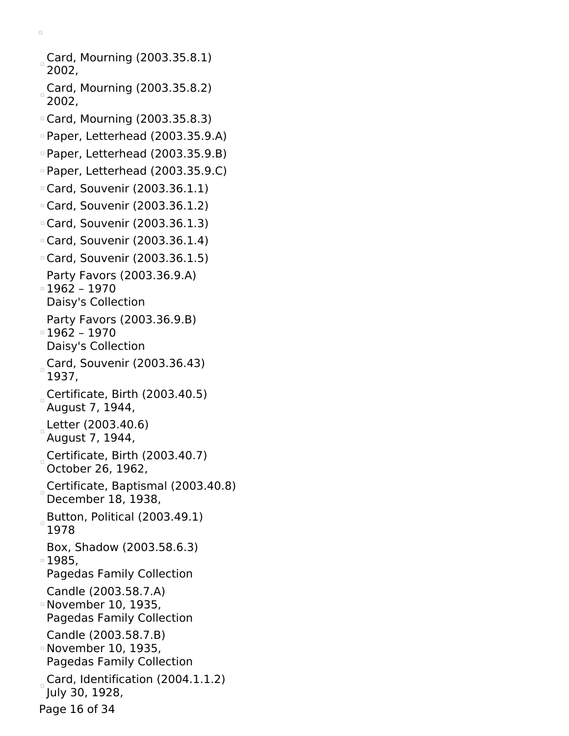- Card, Mourning (2003.35.8.1)
  2002,
- Card, Mourning (2003.35.8.2)
  2002,
- Card, Mourning (2003.35.8.3)
- Paper, Letterhead (2003.35.9.A)
- Paper, Letterhead (2003.35.9.B)
- Paper, Letterhead (2003.35.9.C)
- Card, Souvenir (2003.36.1.1)
- Card, Souvenir (2003.36.1.2)
- Card, Souvenir (2003.36.1.3)
- Card, Souvenir (2003.36.1.4)
- Card, Souvenir (2003.36.1.5)
- Party Favors (2003.36.9.A)
  1962 – 1970
  Daisy's Collection
- Party Favors (2003.36.9.B)
  1962 – 1970
  Daisy's Collection
- Card, Souvenir (2003.36.43)
  1937,
- Certificate, Birth (2003.40.5)
  August 7, 1944,
- Letter (2003.40.6)
  August 7, 1944,
- Certificate, Birth (2003.40.7)
  October 26, 1962,
- Certificate, Baptismal (2003.40.8)
  December 18, 1938,
- Button, Political (2003.49.1)
  1978
- Box, Shadow (2003.58.6.3)
  1985,
  Pagedas Family Collection
- Candle (2003.58.7.A)
  November 10, 1935,
  Pagedas Family Collection
- Candle (2003.58.7.B)
  November 10, 1935,
  Pagedas Family Collection
- Card, Identification (2004.1.1.2)
  July 30, 1928,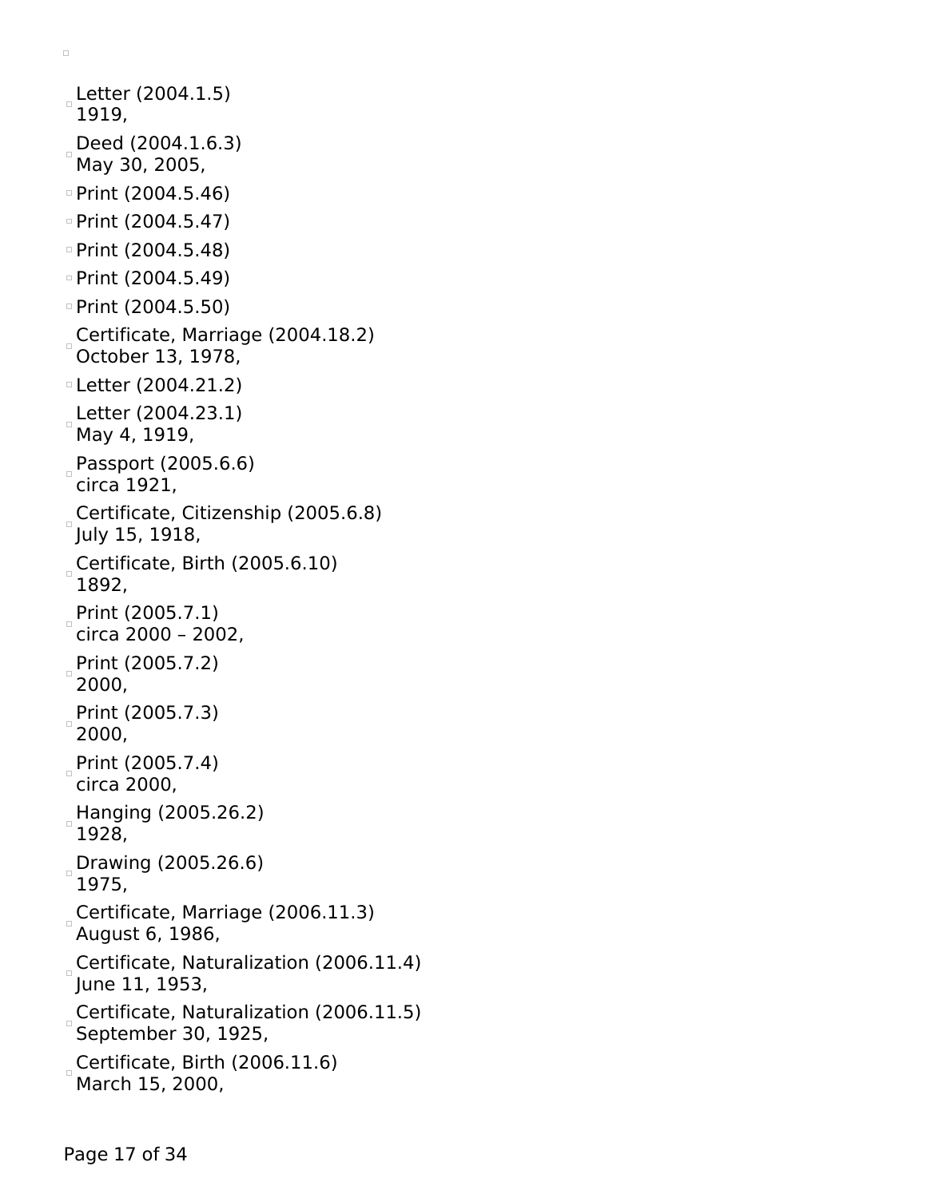- Letter (2004.1.5)
  1919,
- Deed (2004.1.6.3)
  May 30, 2005,
- Print (2004.5.46)
- Print (2004.5.47)
- Print (2004.5.48)
- Print (2004.5.49)
- Print (2004.5.50)
- Certificate, Marriage (2004.18.2)
  October 13, 1978,
- Letter (2004.21.2)
- Letter (2004.23.1)
  May 4, 1919,
- Passport (2005.6.6)
  circa 1921,
- Certificate, Citizenship (2005.6.8)
  July 15, 1918,
- Certificate, Birth (2005.6.10)
  1892,
- Print (2005.7.1)
  circa 2000 – 2002,
- Print (2005.7.2)
  2000,
- Print (2005.7.3)
  2000,
- Print (2005.7.4)
  circa 2000,
- Hanging (2005.26.2)
  1928,
- Drawing (2005.26.6)
  1975,
- Certificate, Marriage (2006.11.3)
  August 6, 1986,
- Certificate, Naturalization (2006.11.4)
  June 11, 1953,
- Certificate, Naturalization (2006.11.5)
  September 30, 1925,
- Certificate, Birth (2006.11.6)
  March 15, 2000,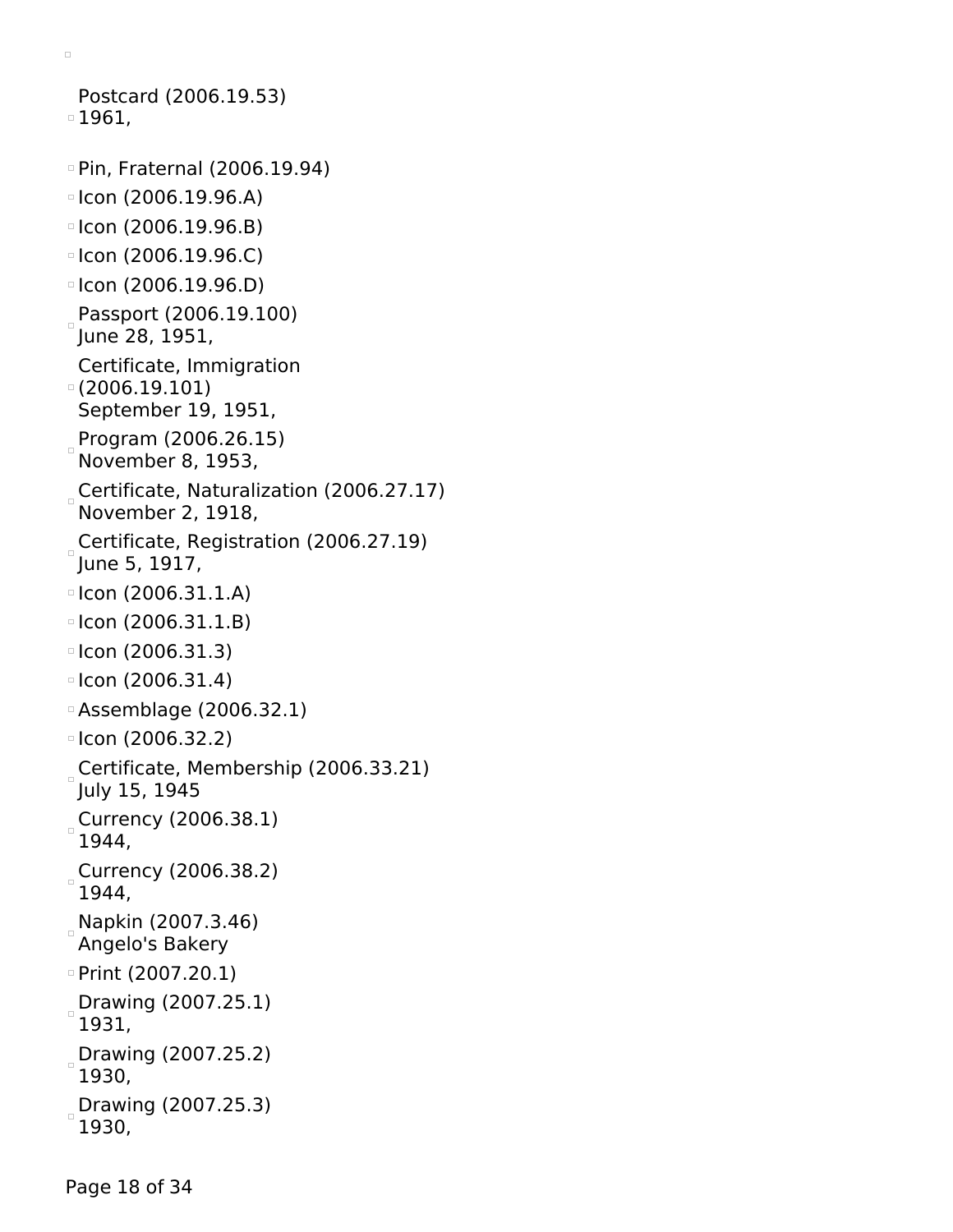- Postcard (2006.19.53)
  1961,
- Pin, Fraternal (2006.19.94)
- Icon (2006.19.96.A)
- Icon (2006.19.96.B)
- Icon (2006.19.96.C)
- Icon (2006.19.96.D)
- Passport (2006.19.100)
  June 28, 1951,
- Certificate, Immigration (2006.19.101)
  September 19, 1951,
- Program (2006.26.15)
  November 8, 1953,
- Certificate, Naturalization (2006.27.17)
  November 2, 1918,
- Certificate, Registration (2006.27.19)
  June 5, 1917,
- Icon (2006.31.1.A)
- Icon (2006.31.1.B)
- Icon (2006.31.3)
- Icon (2006.31.4)
- Assemblage (2006.32.1)
- Icon (2006.32.2)
- Certificate, Membership (2006.33.21)
  July 15, 1945
- Currency (2006.38.1)
  1944,
- Currency (2006.38.2)
  1944,
- Napkin (2007.3.46)
  Angelo's Bakery
- Print (2007.20.1)
- Drawing (2007.25.1)
  1931,
- Drawing (2007.25.2)
  1930,
- Drawing (2007.25.3)
  1930,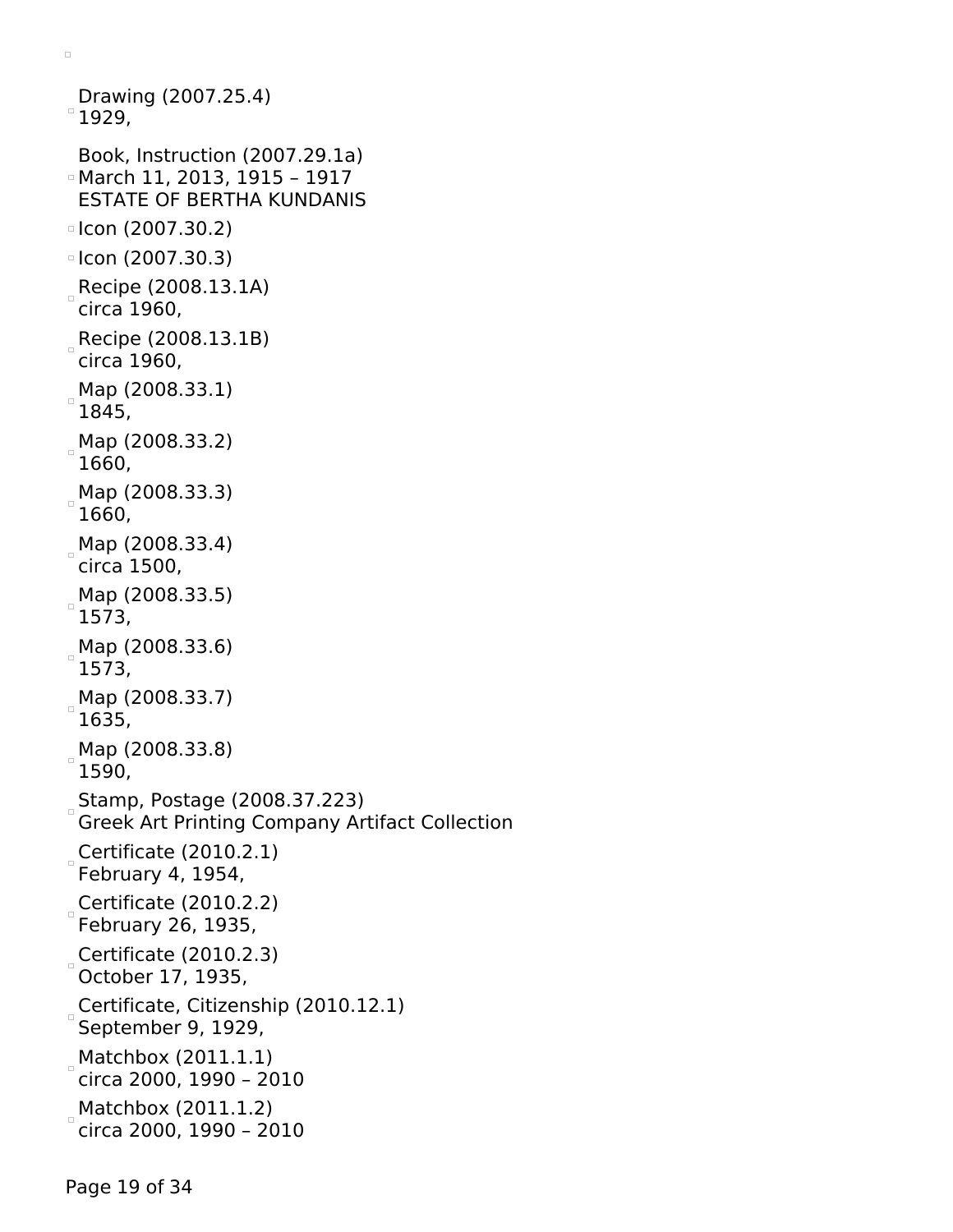- Drawing (2007.25.4)
  1929,
- Book, Instruction (2007.29.1a)
  March 11, 2013, 1915 – 1917
  ESTATE OF BERTHA KUNDANIS
- Icon (2007.30.2)
- Icon (2007.30.3)
- Recipe (2008.13.1A)
  circa 1960,
- Recipe (2008.13.1B)
  circa 1960,
- Map (2008.33.1)
  1845,
- Map (2008.33.2)
  1660,
- Map (2008.33.3)
  1660,
- Map (2008.33.4)
  circa 1500,
- Map (2008.33.5)
  1573,
- Map (2008.33.6)
  1573,
- Map (2008.33.7)
  1635,
- Map (2008.33.8)
  1590,
- Stamp, Postage (2008.37.223)
  Greek Art Printing Company Artifact Collection
- Certificate (2010.2.1)
  February 4, 1954,
- Certificate (2010.2.2)
  February 26, 1935,
- Certificate (2010.2.3)
  October 17, 1935,
- Certificate, Citizenship (2010.12.1)
  September 9, 1929,
- Matchbox (2011.1.1)
  circa 2000, 1990 – 2010
- Matchbox (2011.1.2)
  circa 2000, 1990 – 2010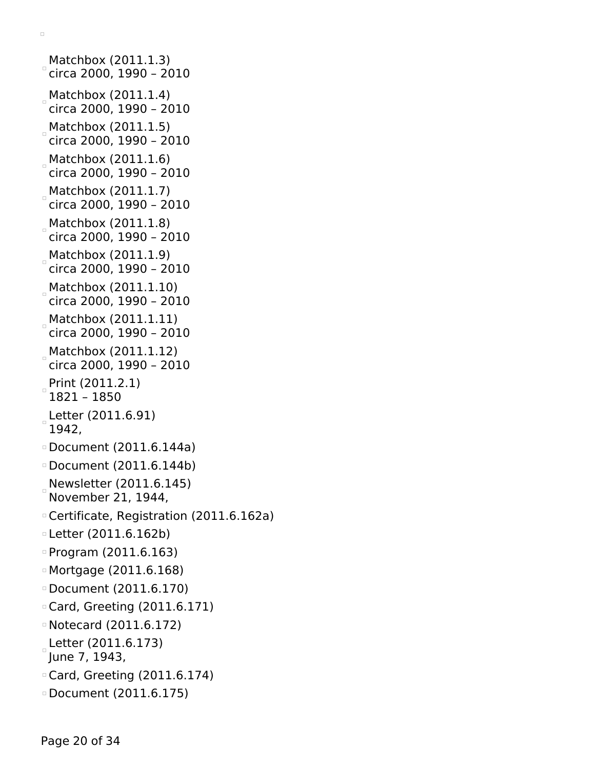- Matchbox (2011.1.3)
  circa 2000, 1990 – 2010
- Matchbox (2011.1.4)
  circa 2000, 1990 – 2010
- Matchbox (2011.1.5)
  circa 2000, 1990 – 2010
- Matchbox (2011.1.6)
  circa 2000, 1990 – 2010
- Matchbox (2011.1.7)
  circa 2000, 1990 – 2010
- Matchbox (2011.1.8)
  circa 2000, 1990 – 2010
- Matchbox (2011.1.9)
  circa 2000, 1990 – 2010
- Matchbox (2011.1.10)
  circa 2000, 1990 – 2010
- Matchbox (2011.1.11)
  circa 2000, 1990 – 2010
- Matchbox (2011.1.12)
  circa 2000, 1990 – 2010
- Print (2011.2.1)
  1821 – 1850
- Letter (2011.6.91)
  1942,
- Document (2011.6.144a)
- Document (2011.6.144b)
- Newsletter (2011.6.145)
  November 21, 1944,
- Certificate, Registration (2011.6.162a)
- Letter (2011.6.162b)
- Program (2011.6.163)
- Mortgage (2011.6.168)
- Document (2011.6.170)
- Card, Greeting (2011.6.171)
- Notecard (2011.6.172)
- Letter (2011.6.173)
  June 7, 1943,
- Card, Greeting (2011.6.174)
- Document (2011.6.175)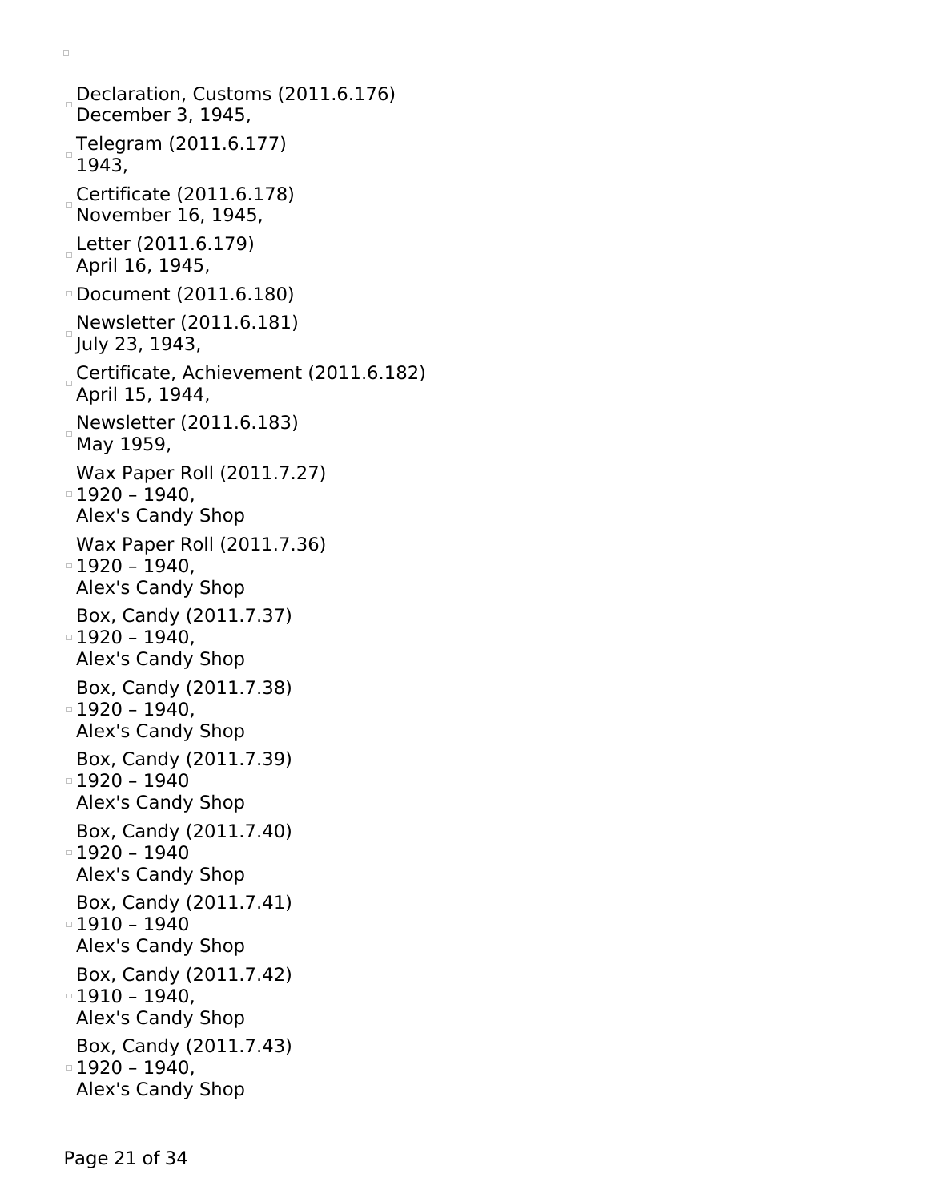- Declaration, Customs (2011.6.176)
  December 3, 1945,
- Telegram (2011.6.177)
  1943,
- Certificate (2011.6.178)
  November 16, 1945,
- Letter (2011.6.179)
  April 16, 1945,
- Document (2011.6.180)
- Newsletter (2011.6.181)
  July 23, 1943,
- Certificate, Achievement (2011.6.182)
  April 15, 1944,
- Newsletter (2011.6.183)
  May 1959,
- Wax Paper Roll (2011.7.27)
  1920 – 1940,
  Alex's Candy Shop
- Wax Paper Roll (2011.7.36)
  1920 – 1940,
  Alex's Candy Shop
- Box, Candy (2011.7.37)
  1920 – 1940,
  Alex's Candy Shop
- Box, Candy (2011.7.38)
  1920 – 1940,
  Alex's Candy Shop
- Box, Candy (2011.7.39)
  1920 – 1940
  Alex's Candy Shop
- Box, Candy (2011.7.40)
  1920 – 1940
  Alex's Candy Shop
- Box, Candy (2011.7.41)
  1910 – 1940
  Alex's Candy Shop
- Box, Candy (2011.7.42)
  1910 – 1940,
  Alex's Candy Shop
- Box, Candy (2011.7.43)
  1920 – 1940,
  Alex's Candy Shop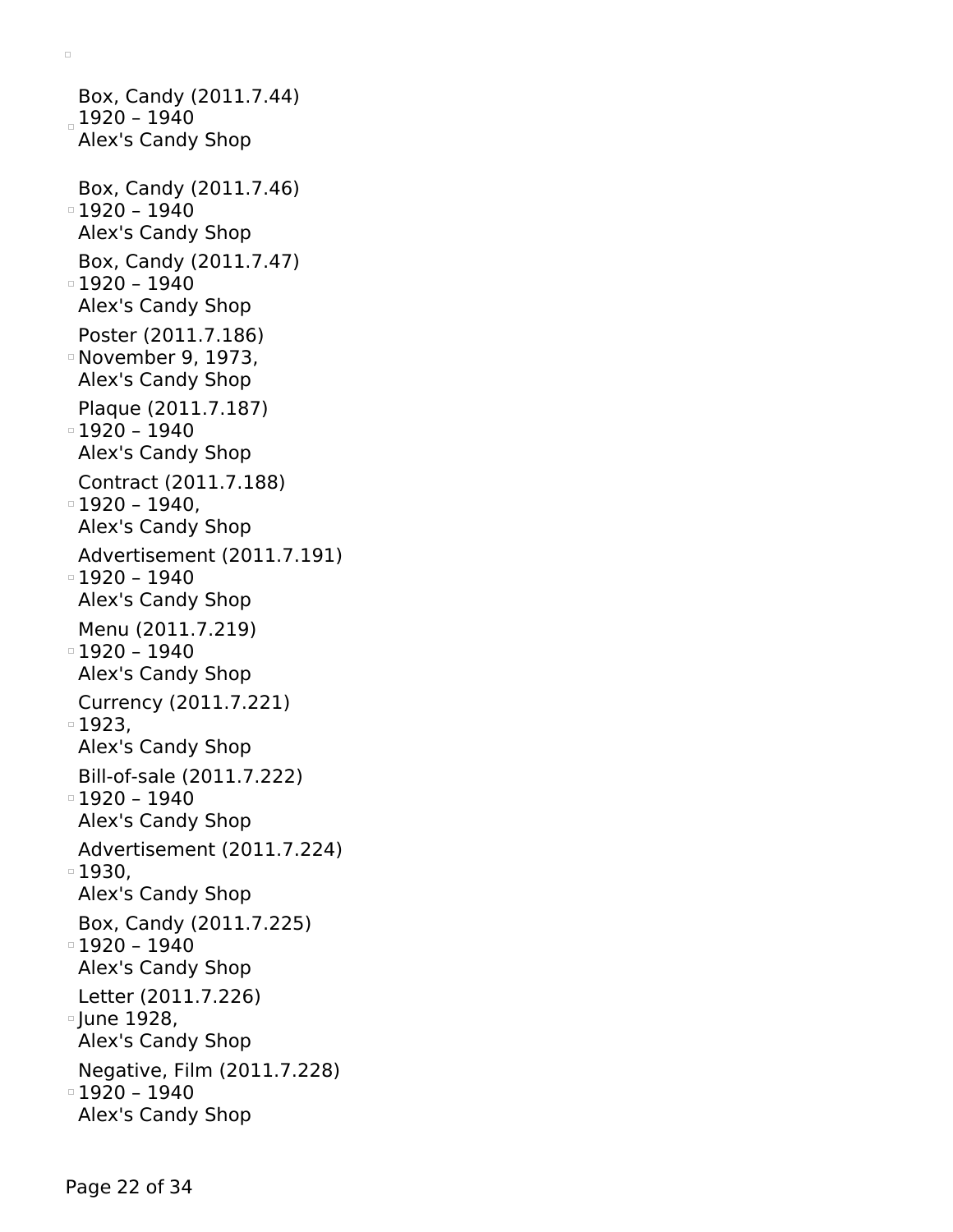- Box, Candy (2011.7.44)
  1920 – 1940
  Alex's Candy Shop
- Box, Candy (2011.7.46)
  1920 – 1940
  Alex's Candy Shop
- Box, Candy (2011.7.47)
  1920 – 1940
  Alex's Candy Shop
- Poster (2011.7.186)
  November 9, 1973,
  Alex's Candy Shop
- Plaque (2011.7.187)
  1920 – 1940
  Alex's Candy Shop
- Contract (2011.7.188)
  1920 – 1940,
  Alex's Candy Shop
- Advertisement (2011.7.191)
  1920 – 1940
  Alex's Candy Shop
- Menu (2011.7.219)
  1920 – 1940
  Alex's Candy Shop
- Currency (2011.7.221)
  1923,
  Alex's Candy Shop
- Bill-of-sale (2011.7.222)
  1920 – 1940
  Alex's Candy Shop
- Advertisement (2011.7.224)
  1930,
  Alex's Candy Shop
- Box, Candy (2011.7.225)
  1920 – 1940
  Alex's Candy Shop
- Letter (2011.7.226)
  June 1928,
  Alex's Candy Shop
- Negative, Film (2011.7.228)
  1920 – 1940
  Alex's Candy Shop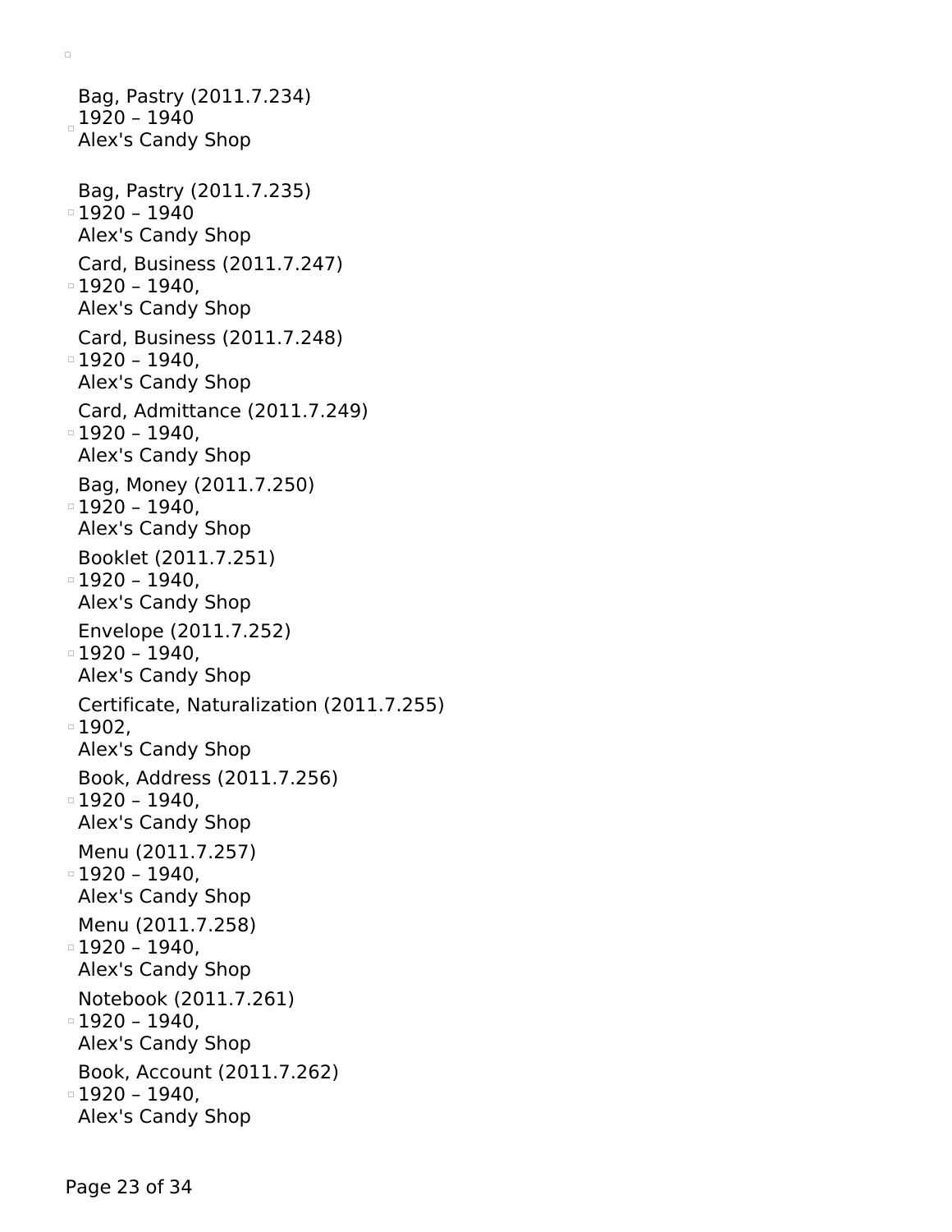- Bag, Pastry (2011.7.234)
  1920 – 1940
  Alex's Candy Shop

- Bag, Pastry (2011.7.235)
  1920 – 1940
  Alex's Candy Shop
- Card, Business (2011.7.247)
  1920 – 1940,
  Alex's Candy Shop
- Card, Business (2011.7.248)
  1920 – 1940,
  Alex's Candy Shop
- Card, Admittance (2011.7.249)
  1920 – 1940,
  Alex's Candy Shop
- Bag, Money (2011.7.250)
  1920 – 1940,
  Alex's Candy Shop
- Booklet (2011.7.251)
  1920 – 1940,
  Alex's Candy Shop
- Envelope (2011.7.252)
  1920 – 1940,
  Alex's Candy Shop
- Certificate, Naturalization (2011.7.255)
  1902,
  Alex's Candy Shop
- Book, Address (2011.7.256)
  1920 – 1940,
  Alex's Candy Shop
- Menu (2011.7.257)
  1920 – 1940,
  Alex's Candy Shop
- Menu (2011.7.258)
  1920 – 1940,
  Alex's Candy Shop
- Notebook (2011.7.261)
  1920 – 1940,
  Alex's Candy Shop
- Book, Account (2011.7.262)
  1920 – 1940,
  Alex's Candy Shop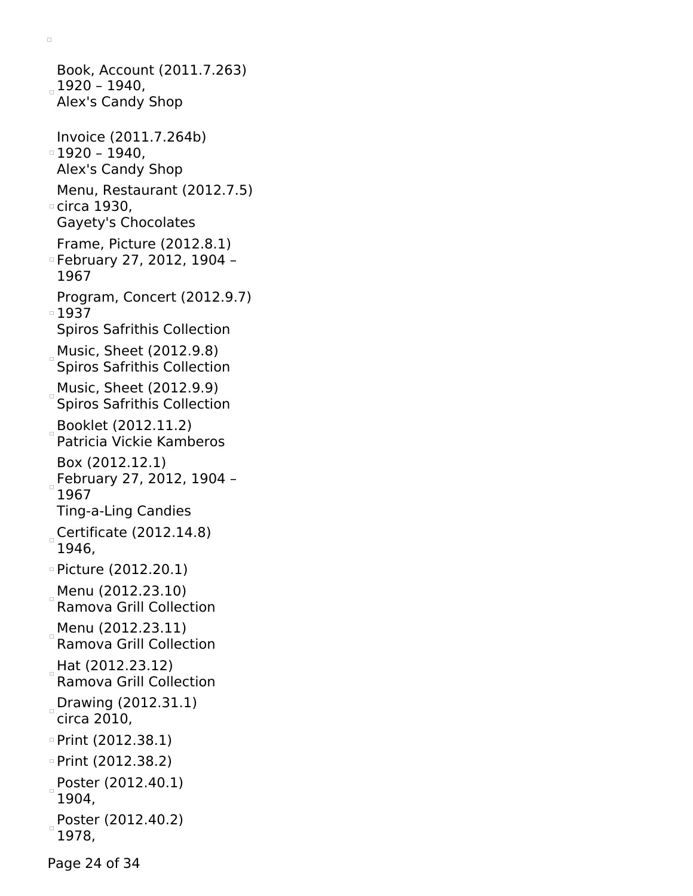- Book, Account (2011.7.263)  
  1920 – 1940,  
  Alex's Candy Shop
- Invoice (2011.7.264b)  
  1920 – 1940,  
  Alex's Candy Shop
- Menu, Restaurant (2012.7.5)  
  circa 1930,  
  Gayety's Chocolates
- Frame, Picture (2012.8.1)  
  February 27, 2012, 1904 – 1967
- Program, Concert (2012.9.7)  
  1937  
  Spiros Safrithis Collection
- Music, Sheet (2012.9.8)  
  Spiros Safrithis Collection
- Music, Sheet (2012.9.9)  
  Spiros Safrithis Collection
- Booklet (2012.11.2)  
  Patricia Vickie Kamberos
- Box (2012.12.1)  
  February 27, 2012, 1904 – 1967  
  Ting-a-Ling Candies
- Certificate (2012.14.8)  
  1946,
- Picture (2012.20.1)
- Menu (2012.23.10)  
  Ramova Grill Collection
- Menu (2012.23.11)  
  Ramova Grill Collection
- Hat (2012.23.12)  
  Ramova Grill Collection
- Drawing (2012.31.1)  
  circa 2010,
- Print (2012.38.1)
- Print (2012.38.2)
- Poster (2012.40.1)  
  1904,
- Poster (2012.40.2)  
  1978,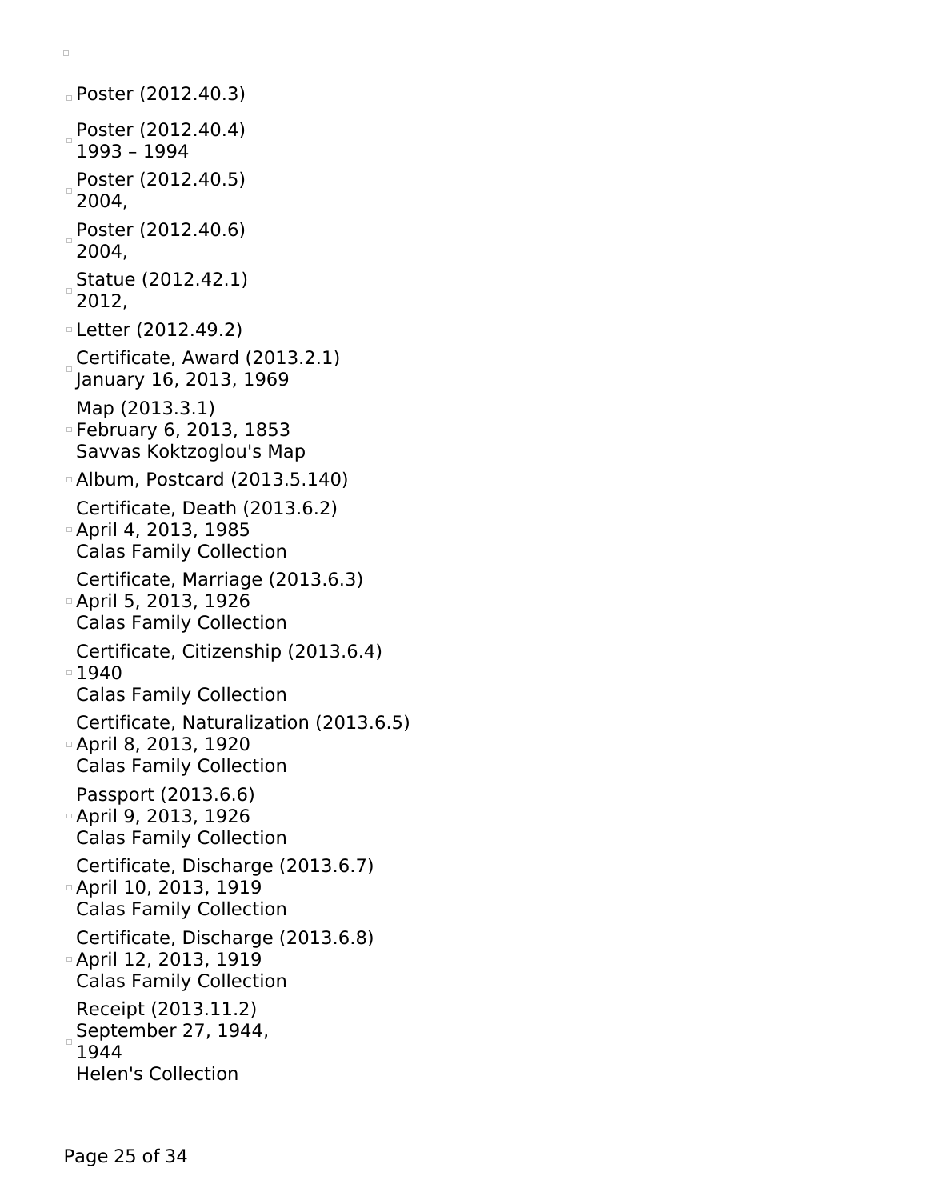- Poster (2012.40.3)
- Poster (2012.40.4)
  1993 – 1994
- Poster (2012.40.5)
  2004,
- Poster (2012.40.6)
  2004,
- Statue (2012.42.1)
  2012,
- Letter (2012.49.2)
- Certificate, Award (2013.2.1)
  January 16, 2013, 1969
- Map (2013.3.1)
  February 6, 2013, 1853
  Savvas Koktzoglou's Map
- Album, Postcard (2013.5.140)
- Certificate, Death (2013.6.2)
  April 4, 2013, 1985
  Calas Family Collection
- Certificate, Marriage (2013.6.3)
  April 5, 2013, 1926
  Calas Family Collection
- Certificate, Citizenship (2013.6.4)
  1940
  Calas Family Collection
- Certificate, Naturalization (2013.6.5)
  April 8, 2013, 1920
  Calas Family Collection
- Passport (2013.6.6)
  April 9, 2013, 1926
  Calas Family Collection
- Certificate, Discharge (2013.6.7)
  April 10, 2013, 1919
  Calas Family Collection
- Certificate, Discharge (2013.6.8)
  April 12, 2013, 1919
  Calas Family Collection
- Receipt (2013.11.2)
  September 27, 1944,
  1944
  Helen's Collection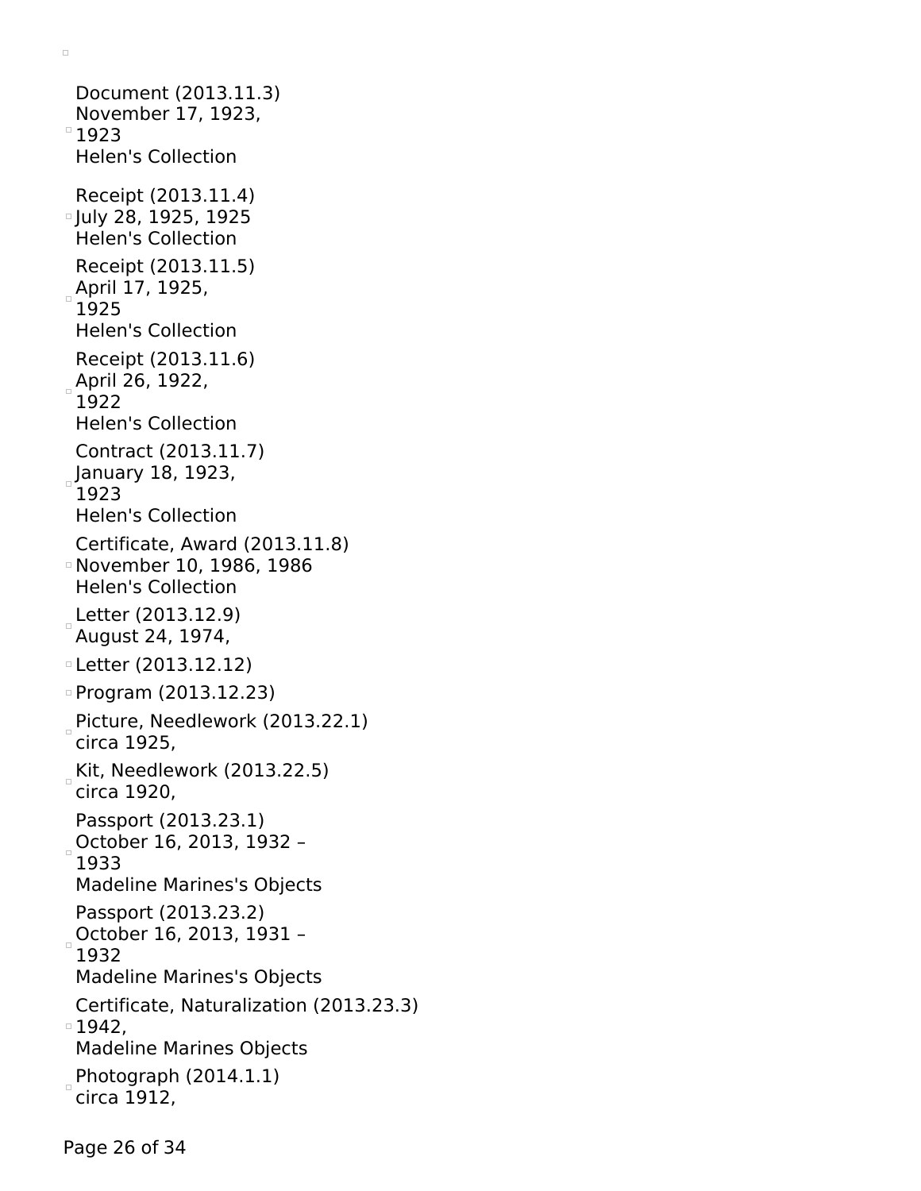- Document (2013.11.3)
  November 17, 1923,
  1923
  Helen's Collection

- Receipt (2013.11.4)
  July 28, 1925, 1925
  Helen's Collection

- Receipt (2013.11.5)
  April 17, 1925,
  1925
  Helen's Collection

- Receipt (2013.11.6)
  April 26, 1922,
  1922
  Helen's Collection

- Contract (2013.11.7)
  January 18, 1923,
  1923
  Helen's Collection

- Certificate, Award (2013.11.8)
  November 10, 1986, 1986
  Helen's Collection

- Letter (2013.12.9)
  August 24, 1974,

- Letter (2013.12.12)

- Program (2013.12.23)

- Picture, Needlework (2013.22.1)
  circa 1925,

- Kit, Needlework (2013.22.5)
  circa 1920,

- Passport (2013.23.1)
  October 16, 2013, 1932 –
  1933
  Madeline Marines's Objects

- Passport (2013.23.2)
  October 16, 2013, 1931 –
  1932
  Madeline Marines's Objects

- Certificate, Naturalization (2013.23.3)
  1942,
  Madeline Marines Objects

- Photograph (2014.1.1)
  circa 1912,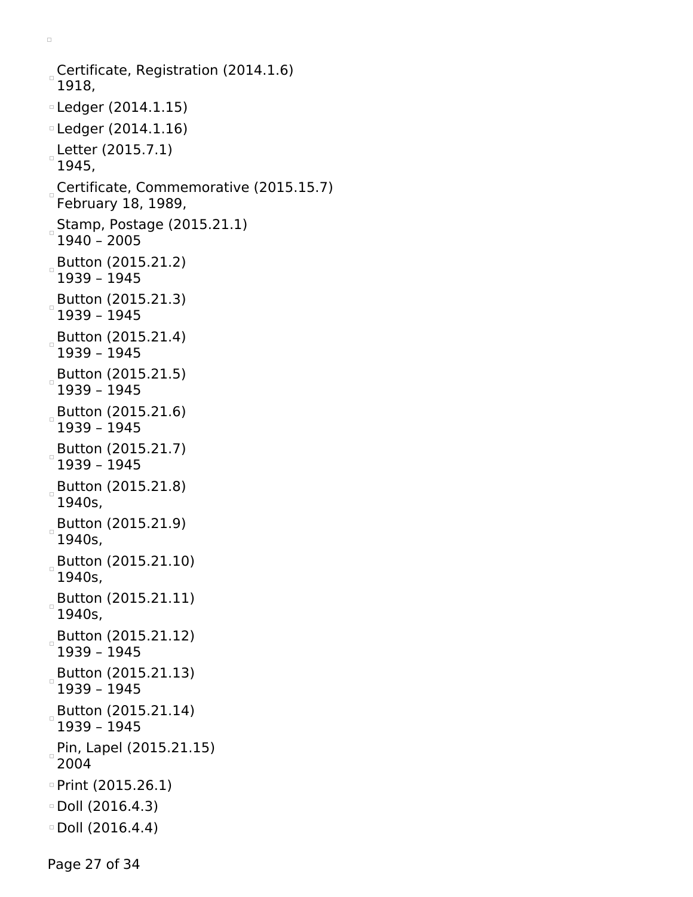- Certificate, Registration (2014.1.6)
  1918,
- Ledger (2014.1.15)
- Ledger (2014.1.16)
- Letter (2015.7.1)
  1945,
- Certificate, Commemorative (2015.15.7)
  February 18, 1989,
- Stamp, Postage (2015.21.1)
  1940 – 2005
- Button (2015.21.2)
  1939 – 1945
- Button (2015.21.3)
  1939 – 1945
- Button (2015.21.4)
  1939 – 1945
- Button (2015.21.5)
  1939 – 1945
- Button (2015.21.6)
  1939 – 1945
- Button (2015.21.7)
  1939 – 1945
- Button (2015.21.8)
  1940s,
- Button (2015.21.9)
  1940s,
- Button (2015.21.10)
  1940s,
- Button (2015.21.11)
  1940s,
- Button (2015.21.12)
  1939 – 1945
- Button (2015.21.13)
  1939 – 1945
- Button (2015.21.14)
  1939 – 1945
- Pin, Lapel (2015.21.15)
  2004
- Print (2015.26.1)
- Doll (2016.4.3)
- Doll (2016.4.4)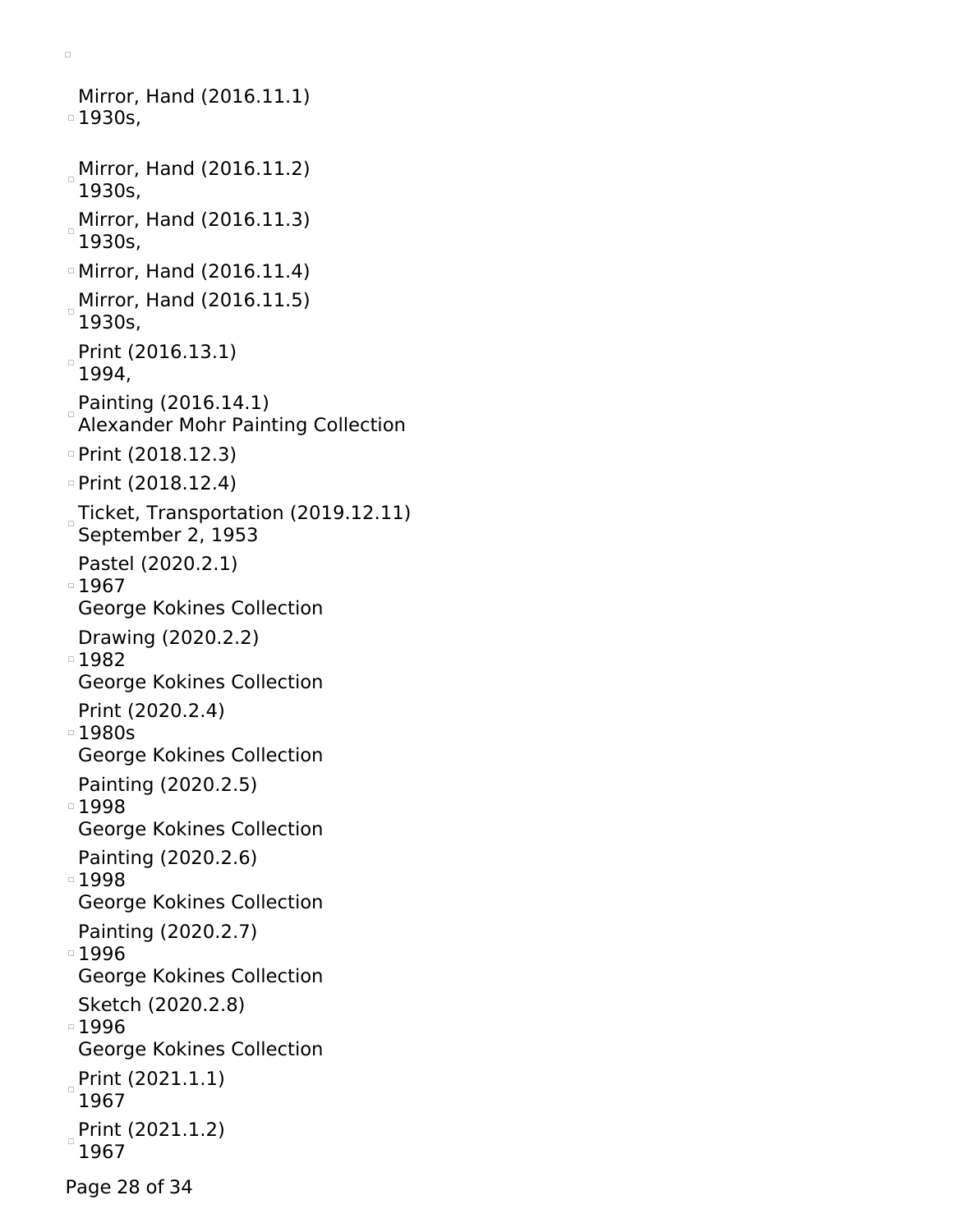Mirror, Hand (2016.11.1)
1930s,

Mirror, Hand (2016.11.2)
1930s,

Mirror, Hand (2016.11.3)
1930s,

Mirror, Hand (2016.11.4)

Mirror, Hand (2016.11.5)
1930s,

Print (2016.13.1)
1994,

Painting (2016.14.1)
Alexander Mohr Painting Collection

Print (2018.12.3)

Print (2018.12.4)

Ticket, Transportation (2019.12.11)
September 2, 1953

Pastel (2020.2.1)
1967
George Kokines Collection

Drawing (2020.2.2)
1982
George Kokines Collection

Print (2020.2.4)
1980s
George Kokines Collection

Painting (2020.2.5)
1998
George Kokines Collection

Painting (2020.2.6)
1998
George Kokines Collection

Painting (2020.2.7)
1996
George Kokines Collection

Sketch (2020.2.8)
1996
George Kokines Collection

Print (2021.1.1)
1967

Print (2021.1.2)
1967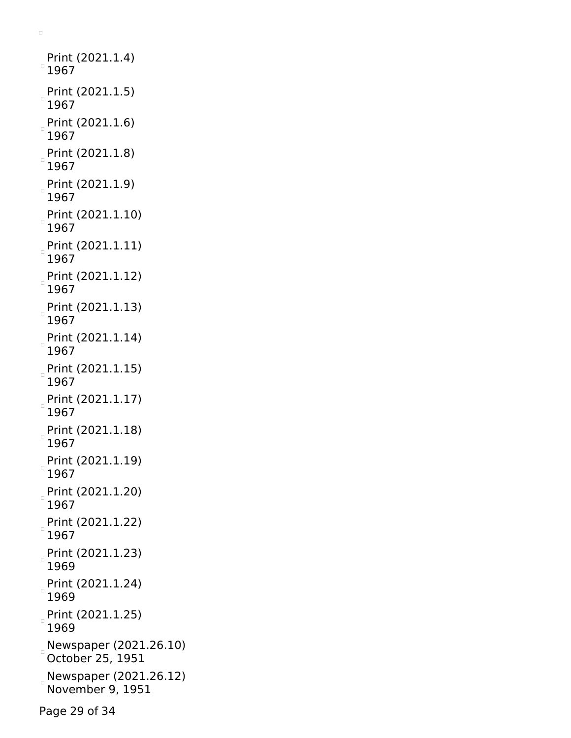Print (2021.1.4)
1967

Print (2021.1.5)
1967

Print (2021.1.6)
1967

Print (2021.1.8)
1967

Print (2021.1.9)
1967

Print (2021.1.10)
1967

Print (2021.1.11)
1967

Print (2021.1.12)
1967

Print (2021.1.13)
1967

Print (2021.1.14)
1967

Print (2021.1.15)
1967

Print (2021.1.17)
1967

Print (2021.1.18)
1967

Print (2021.1.19)
1967

Print (2021.1.20)
1967

Print (2021.1.22)
1967

Print (2021.1.23)
1969

Print (2021.1.24)
1969

Print (2021.1.25)
1969

Newspaper (2021.26.10)
October 25, 1951

Newspaper (2021.26.12)
November 9, 1951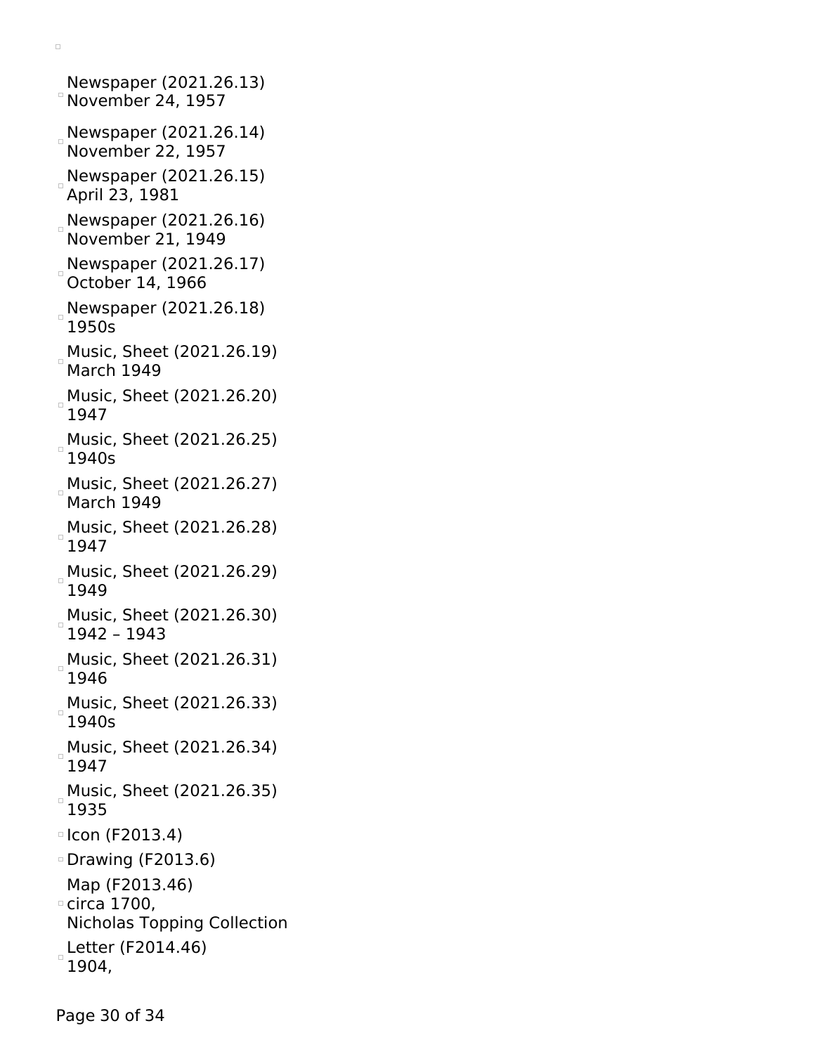- Newspaper (2021.26.13)
  November 24, 1957
- Newspaper (2021.26.14)
  November 22, 1957
- Newspaper (2021.26.15)
  April 23, 1981
- Newspaper (2021.26.16)
  November 21, 1949
- Newspaper (2021.26.17)
  October 14, 1966
- Newspaper (2021.26.18)
  1950s
- Music, Sheet (2021.26.19)
  March 1949
- Music, Sheet (2021.26.20)
  1947
- Music, Sheet (2021.26.25)
  1940s
- Music, Sheet (2021.26.27)
  March 1949
- Music, Sheet (2021.26.28)
  1947
- Music, Sheet (2021.26.29)
  1949
- Music, Sheet (2021.26.30)
  1942 – 1943
- Music, Sheet (2021.26.31)
  1946
- Music, Sheet (2021.26.33)
  1940s
- Music, Sheet (2021.26.34)
  1947
- Music, Sheet (2021.26.35)
  1935
- Icon (F2013.4)
- Drawing (F2013.6)
- Map (F2013.46)
  circa 1700,
  Nicholas Topping Collection
- Letter (F2014.46)
  1904,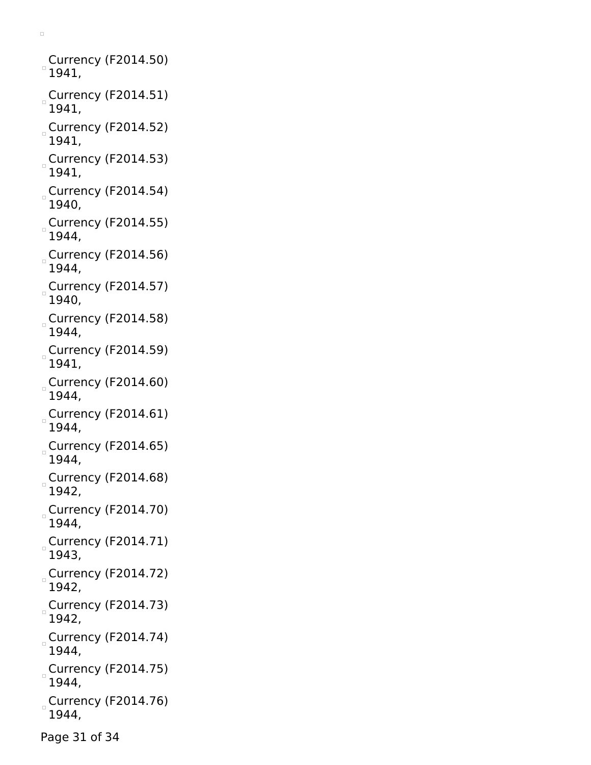- Currency (F2014.50) 1941,
- Currency (F2014.51) 1941,
- Currency (F2014.52) 1941,
- Currency (F2014.53) 1941,
- Currency (F2014.54) 1940,
- Currency (F2014.55) 1944,
- Currency (F2014.56) 1944,
- Currency (F2014.57) 1940,
- Currency (F2014.58) 1944,
- Currency (F2014.59) 1941,
- Currency (F2014.60) 1944,
- Currency (F2014.61) 1944,
- Currency (F2014.65) 1944,
- Currency (F2014.68) 1942,
- Currency (F2014.70) 1944,
- Currency (F2014.71) 1943,
- Currency (F2014.72) 1942,
- Currency (F2014.73) 1942,
- Currency (F2014.74) 1944,
- Currency (F2014.75) 1944,
- Currency (F2014.76) 1944,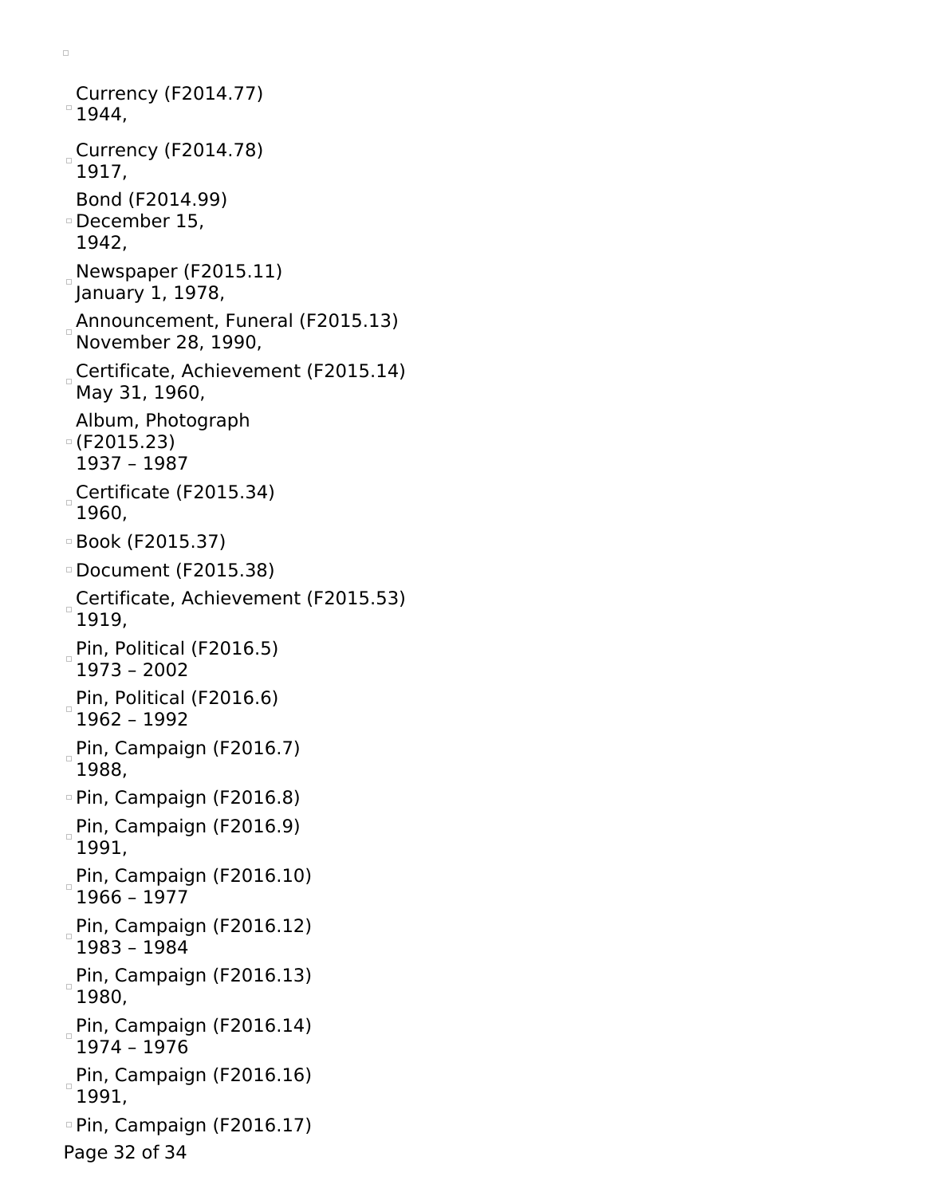- Currency (F2014.77)
  1944,
- Currency (F2014.78)
  1917,
- Bond (F2014.99)
  December 15,
  1942,
- Newspaper (F2015.11)
  January 1, 1978,
- Announcement, Funeral (F2015.13)
  November 28, 1990,
- Certificate, Achievement (F2015.14)
  May 31, 1960,
- Album, Photograph
  (F2015.23)
  1937 – 1987
- Certificate (F2015.34)
  1960,
- Book (F2015.37)
- Document (F2015.38)
- Certificate, Achievement (F2015.53)
  1919,
- Pin, Political (F2016.5)
  1973 – 2002
- Pin, Political (F2016.6)
  1962 – 1992
- Pin, Campaign (F2016.7)
  1988,
- Pin, Campaign (F2016.8)
- Pin, Campaign (F2016.9)
  1991,
- Pin, Campaign (F2016.10)
  1966 – 1977
- Pin, Campaign (F2016.12)
  1983 – 1984
- Pin, Campaign (F2016.13)
  1980,
- Pin, Campaign (F2016.14)
  1974 – 1976
- Pin, Campaign (F2016.16)
  1991,
- Pin, Campaign (F2016.17)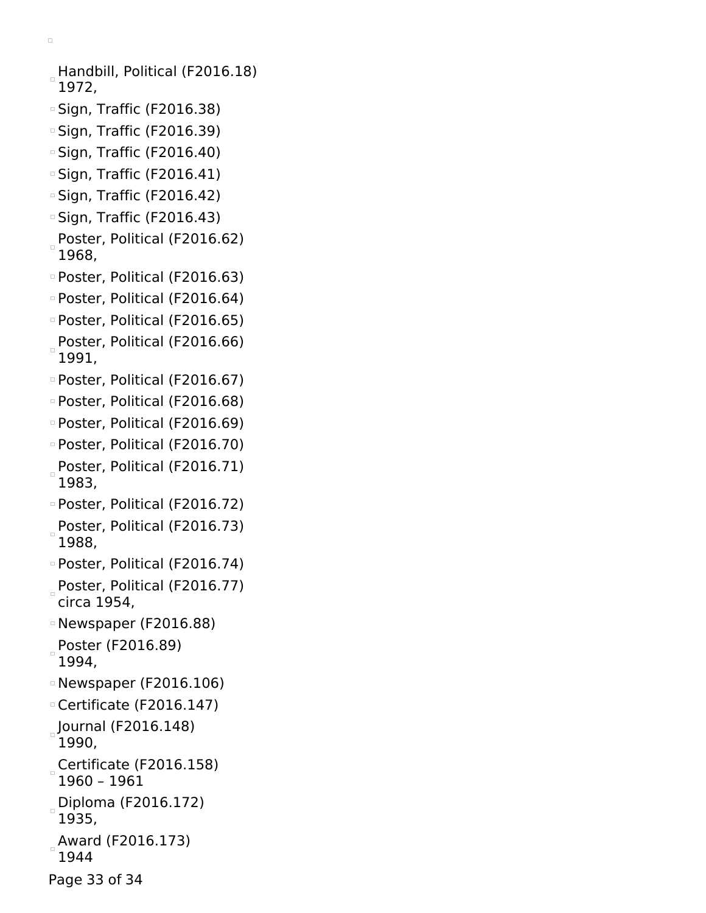- Handbill, Political (F2016.18)
  1972,
- Sign, Traffic (F2016.38)
- Sign, Traffic (F2016.39)
- Sign, Traffic (F2016.40)
- Sign, Traffic (F2016.41)
- Sign, Traffic (F2016.42)
- Sign, Traffic (F2016.43)
- Poster, Political (F2016.62)
  1968,
- Poster, Political (F2016.63)
- Poster, Political (F2016.64)
- Poster, Political (F2016.65)
- Poster, Political (F2016.66)
  1991,
- Poster, Political (F2016.67)
- Poster, Political (F2016.68)
- Poster, Political (F2016.69)
- Poster, Political (F2016.70)
- Poster, Political (F2016.71)
  1983,
- Poster, Political (F2016.72)
- Poster, Political (F2016.73)
  1988,
- Poster, Political (F2016.74)
- Poster, Political (F2016.77)
  circa 1954,
- Newspaper (F2016.88)
- Poster (F2016.89)
  1994,
- Newspaper (F2016.106)
- Certificate (F2016.147)
- Journal (F2016.148)
  1990,
- Certificate (F2016.158)
  1960 – 1961
- Diploma (F2016.172)
  1935,
- Award (F2016.173)
  1944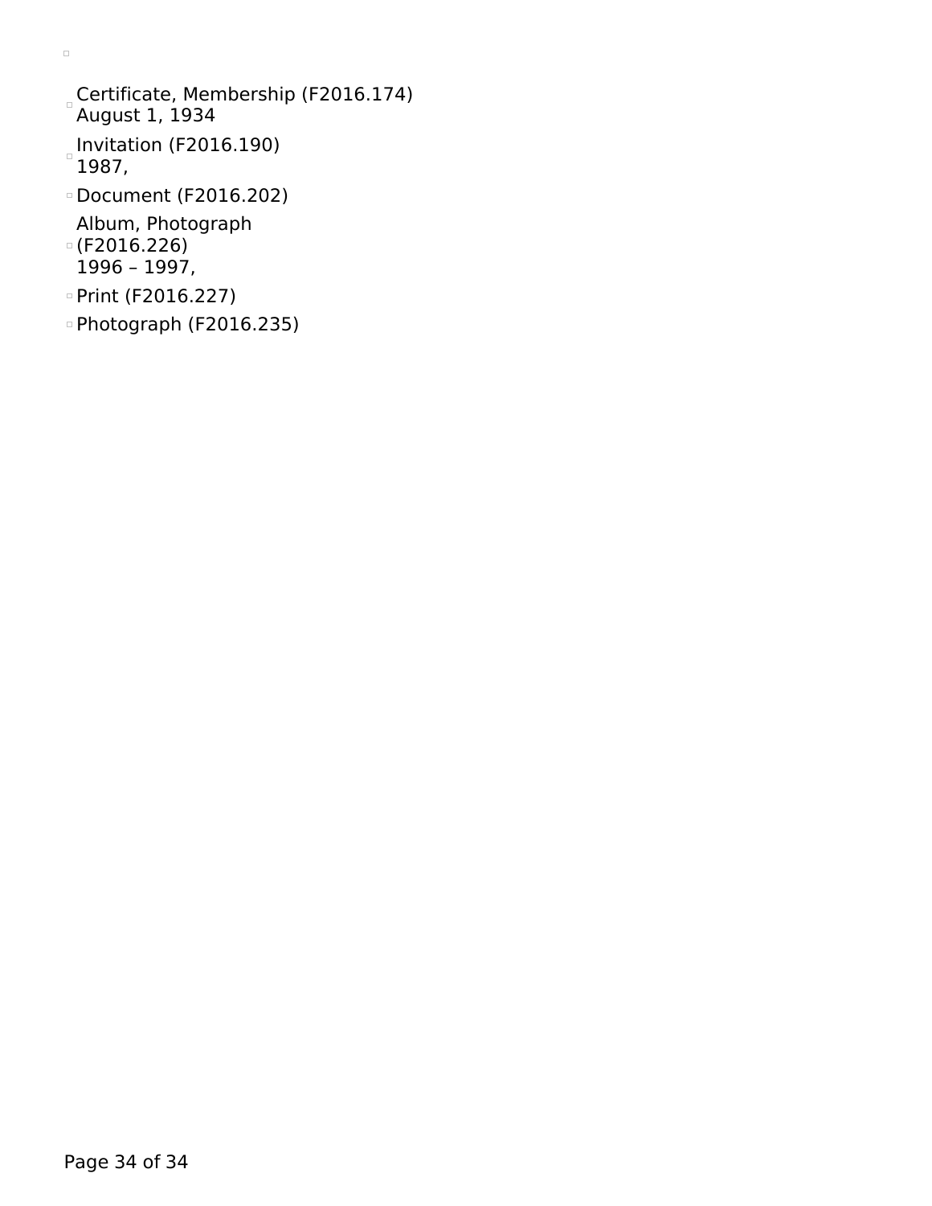- Certificate, Membership (F2016.174)
  August 1, 1934
- Invitation (F2016.190)
  1987,
- Document (F2016.202)
- Album, Photograph (F2016.226)
  1996 – 1997,
- Print (F2016.227)
- Photograph (F2016.235)